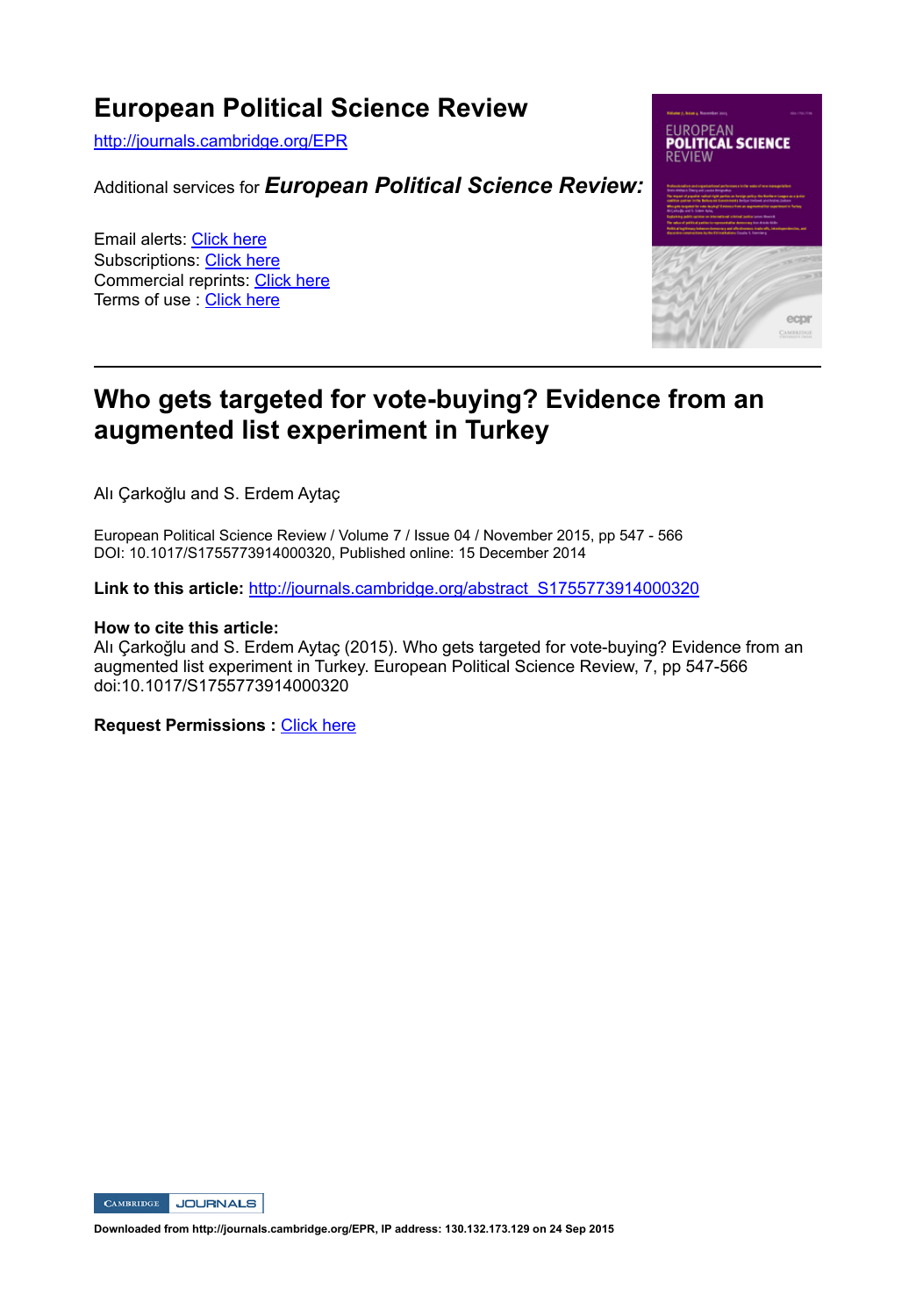# European Political Science Review

http://journals.cambridge.org/EPR

Additional services for ***European Political Science Review:***

Email alerts: Click here
Subscriptions: Click here
Commercial reprints: Click here
Terms of use : Click here

---

## Who gets targeted for vote-buying? Evidence from an augmented list experiment in Turkey

Alı Çarkoğlu and S. Erdem Aytaç

European Political Science Review / Volume 7 / Issue 04 / November 2015, pp 547 - 566
DOI: 10.1017/S1755773914000320, Published online: 15 December 2014

**Link to this article:** http://journals.cambridge.org/abstract_S1755773914000320

**How to cite this article:**
Alı Çarkoğlu and S. Erdem Aytaç (2015). Who gets targeted for vote-buying? Evidence from an augmented list experiment in Turkey. European Political Science Review, 7, pp 547-566 doi:10.1017/S1755773914000320

**Request Permissions :** Click here

**Downloaded from http://journals.cambridge.org/EPR, IP address: 130.132.173.129 on 24 Sep 2015**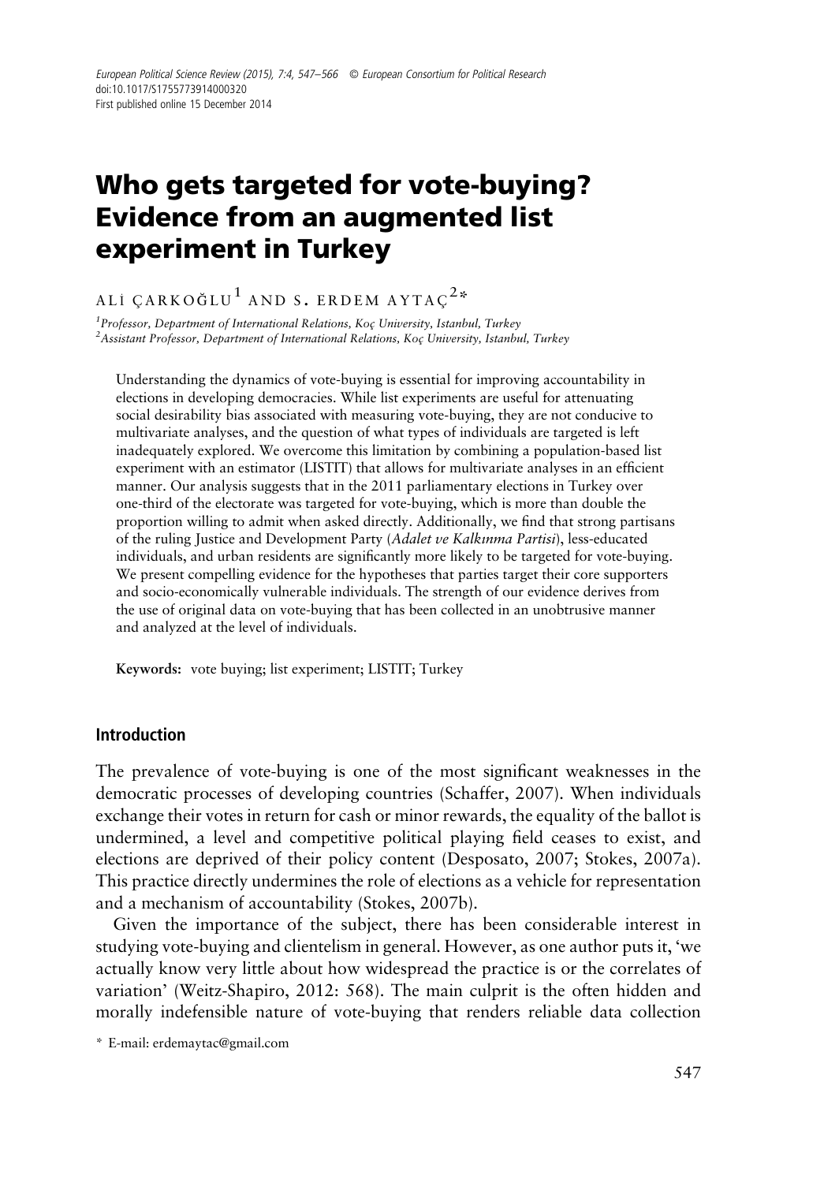# Who gets targeted for vote-buying? Evidence from an augmented list experiment in Turkey

ALİ ÇARKOĞLU[1] AND S. ERDEM AYTAÇ[2]*

[1]*Professor, Department of International Relations, Koç University, Istanbul, Turkey*
[2]*Assistant Professor, Department of International Relations, Koç University, Istanbul, Turkey*

Understanding the dynamics of vote-buying is essential for improving accountability in elections in developing democracies. While list experiments are useful for attenuating social desirability bias associated with measuring vote-buying, they are not conducive to multivariate analyses, and the question of what types of individuals are targeted is left inadequately explored. We overcome this limitation by combining a population-based list experiment with an estimator (LISTIT) that allows for multivariate analyses in an efficient manner. Our analysis suggests that in the 2011 parliamentary elections in Turkey over one-third of the electorate was targeted for vote-buying, which is more than double the proportion willing to admit when asked directly. Additionally, we find that strong partisans of the ruling Justice and Development Party (*Adalet ve Kalkınma Partisi*), less-educated individuals, and urban residents are significantly more likely to be targeted for vote-buying. We present compelling evidence for the hypotheses that parties target their core supporters and socio-economically vulnerable individuals. The strength of our evidence derives from the use of original data on vote-buying that has been collected in an unobtrusive manner and analyzed at the level of individuals.

**Keywords:** vote buying; list experiment; LISTIT; Turkey

## Introduction

The prevalence of vote-buying is one of the most significant weaknesses in the democratic processes of developing countries (Schaffer, 2007). When individuals exchange their votes in return for cash or minor rewards, the equality of the ballot is undermined, a level and competitive political playing field ceases to exist, and elections are deprived of their policy content (Desposato, 2007; Stokes, 2007a). This practice directly undermines the role of elections as a vehicle for representation and a mechanism of accountability (Stokes, 2007b).

Given the importance of the subject, there has been considerable interest in studying vote-buying and clientelism in general. However, as one author puts it, 'we actually know very little about how widespread the practice is or the correlates of variation' (Weitz-Shapiro, 2012: 568). The main culprit is the often hidden and morally indefensible nature of vote-buying that renders reliable data collection

\* E-mail: erdemaytac@gmail.com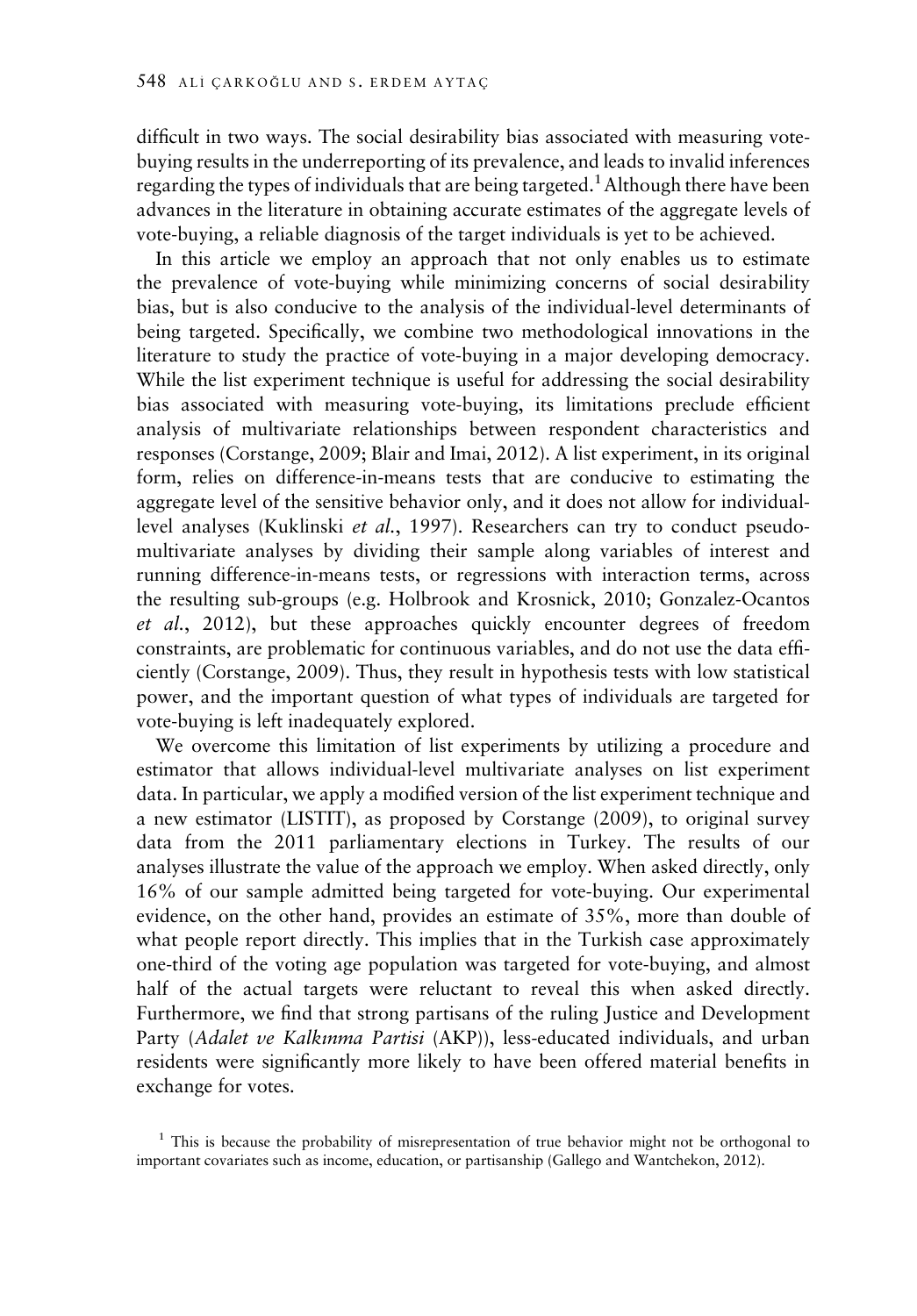difficult in two ways. The social desirability bias associated with measuring vote-buying results in the underreporting of its prevalence, and leads to invalid inferences regarding the types of individuals that are being targeted.[1] Although there have been advances in the literature in obtaining accurate estimates of the aggregate levels of vote-buying, a reliable diagnosis of the target individuals is yet to be achieved.

In this article we employ an approach that not only enables us to estimate the prevalence of vote-buying while minimizing concerns of social desirability bias, but is also conducive to the analysis of the individual-level determinants of being targeted. Specifically, we combine two methodological innovations in the literature to study the practice of vote-buying in a major developing democracy. While the list experiment technique is useful for addressing the social desirability bias associated with measuring vote-buying, its limitations preclude efficient analysis of multivariate relationships between respondent characteristics and responses (Corstange, 2009; Blair and Imai, 2012). A list experiment, in its original form, relies on difference-in-means tests that are conducive to estimating the aggregate level of the sensitive behavior only, and it does not allow for individual-level analyses (Kuklinski *et al.*, 1997). Researchers can try to conduct pseudo-multivariate analyses by dividing their sample along variables of interest and running difference-in-means tests, or regressions with interaction terms, across the resulting sub-groups (e.g. Holbrook and Krosnick, 2010; Gonzalez-Ocantos *et al.*, 2012), but these approaches quickly encounter degrees of freedom constraints, are problematic for continuous variables, and do not use the data efficiently (Corstange, 2009). Thus, they result in hypothesis tests with low statistical power, and the important question of what types of individuals are targeted for vote-buying is left inadequately explored.

We overcome this limitation of list experiments by utilizing a procedure and estimator that allows individual-level multivariate analyses on list experiment data. In particular, we apply a modified version of the list experiment technique and a new estimator (LISTIT), as proposed by Corstange (2009), to original survey data from the 2011 parliamentary elections in Turkey. The results of our analyses illustrate the value of the approach we employ. When asked directly, only 16% of our sample admitted being targeted for vote-buying. Our experimental evidence, on the other hand, provides an estimate of 35%, more than double of what people report directly. This implies that in the Turkish case approximately one-third of the voting age population was targeted for vote-buying, and almost half of the actual targets were reluctant to reveal this when asked directly. Furthermore, we find that strong partisans of the ruling Justice and Development Party (*Adalet ve Kalkınma Partisi* (AKP)), less-educated individuals, and urban residents were significantly more likely to have been offered material benefits in exchange for votes.

[1] This is because the probability of misrepresentation of true behavior might not be orthogonal to important covariates such as income, education, or partisanship (Gallego and Wantchekon, 2012).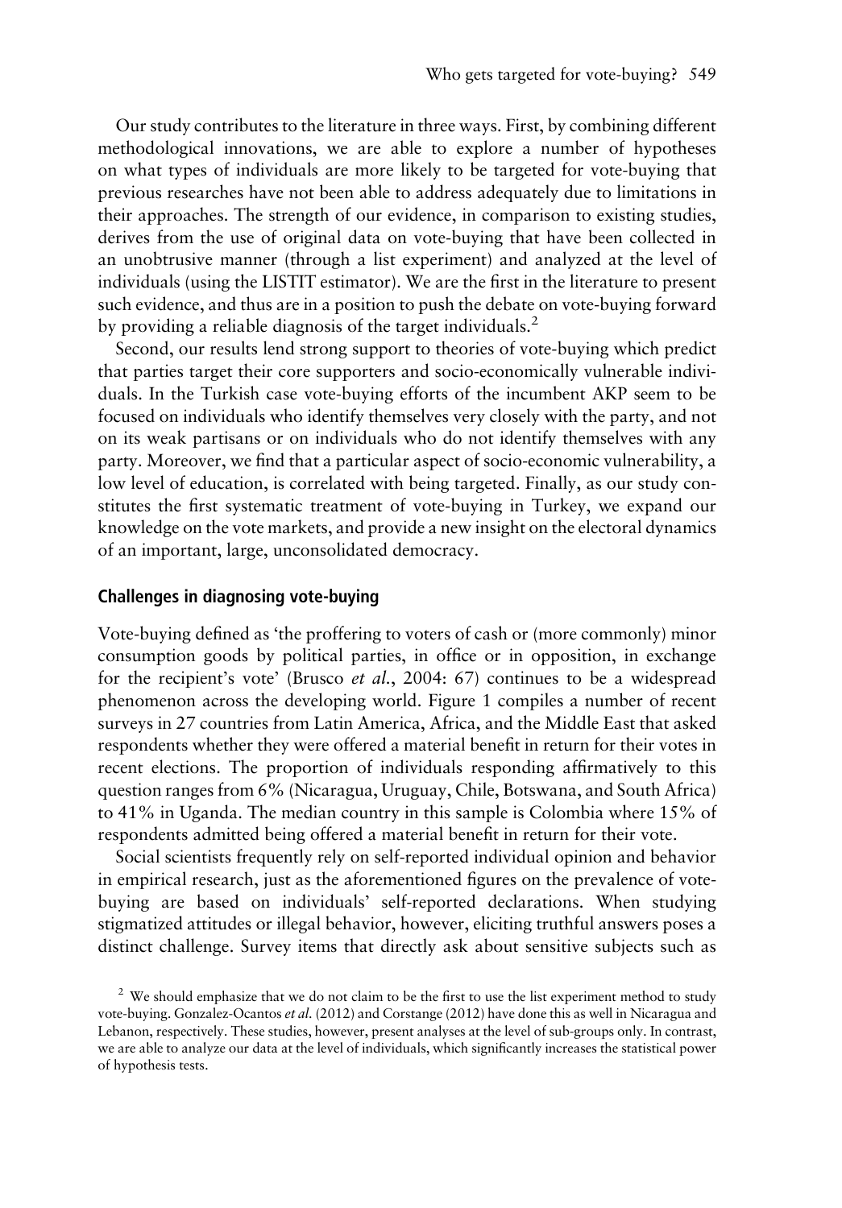Our study contributes to the literature in three ways. First, by combining different methodological innovations, we are able to explore a number of hypotheses on what types of individuals are more likely to be targeted for vote-buying that previous researches have not been able to address adequately due to limitations in their approaches. The strength of our evidence, in comparison to existing studies, derives from the use of original data on vote-buying that have been collected in an unobtrusive manner (through a list experiment) and analyzed at the level of individuals (using the LISTIT estimator). We are the first in the literature to present such evidence, and thus are in a position to push the debate on vote-buying forward by providing a reliable diagnosis of the target individuals.[2]

Second, our results lend strong support to theories of vote-buying which predict that parties target their core supporters and socio-economically vulnerable individuals. In the Turkish case vote-buying efforts of the incumbent AKP seem to be focused on individuals who identify themselves very closely with the party, and not on its weak partisans or on individuals who do not identify themselves with any party. Moreover, we find that a particular aspect of socio-economic vulnerability, a low level of education, is correlated with being targeted. Finally, as our study constitutes the first systematic treatment of vote-buying in Turkey, we expand our knowledge on the vote markets, and provide a new insight on the electoral dynamics of an important, large, unconsolidated democracy.

## Challenges in diagnosing vote-buying

Vote-buying defined as 'the proffering to voters of cash or (more commonly) minor consumption goods by political parties, in office or in opposition, in exchange for the recipient's vote' (Brusco *et al.*, 2004: 67) continues to be a widespread phenomenon across the developing world. Figure 1 compiles a number of recent surveys in 27 countries from Latin America, Africa, and the Middle East that asked respondents whether they were offered a material benefit in return for their votes in recent elections. The proportion of individuals responding affirmatively to this question ranges from 6% (Nicaragua, Uruguay, Chile, Botswana, and South Africa) to 41% in Uganda. The median country in this sample is Colombia where 15% of respondents admitted being offered a material benefit in return for their vote.

Social scientists frequently rely on self-reported individual opinion and behavior in empirical research, just as the aforementioned figures on the prevalence of vote-buying are based on individuals' self-reported declarations. When studying stigmatized attitudes or illegal behavior, however, eliciting truthful answers poses a distinct challenge. Survey items that directly ask about sensitive subjects such as

[2] We should emphasize that we do not claim to be the first to use the list experiment method to study vote-buying. Gonzalez-Ocantos *et al.* (2012) and Corstange (2012) have done this as well in Nicaragua and Lebanon, respectively. These studies, however, present analyses at the level of sub-groups only. In contrast, we are able to analyze our data at the level of individuals, which significantly increases the statistical power of hypothesis tests.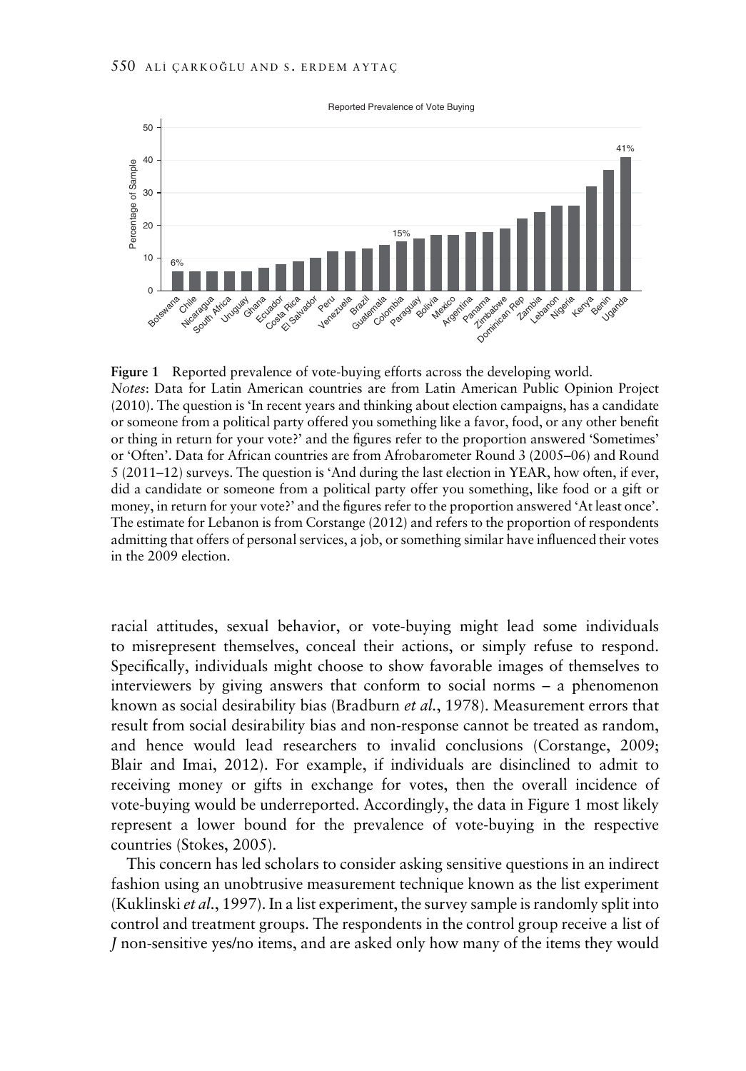**Figure 1** Reported prevalence of vote-buying efforts across the developing world.
*Notes*: Data for Latin American countries are from Latin American Public Opinion Project (2010). The question is 'In recent years and thinking about election campaigns, has a candidate or someone from a political party offered you something like a favor, food, or any other benefit or thing in return for your vote?' and the figures refer to the proportion answered 'Sometimes' or 'Often'. Data for African countries are from Afrobarometer Round 3 (2005–06) and Round 5 (2011–12) surveys. The question is 'And during the last election in YEAR, how often, if ever, did a candidate or someone from a political party offer you something, like food or a gift or money, in return for your vote?' and the figures refer to the proportion answered 'At least once'. The estimate for Lebanon is from Corstange (2012) and refers to the proportion of respondents admitting that offers of personal services, a job, or something similar have influenced their votes in the 2009 election.

racial attitudes, sexual behavior, or vote-buying might lead some individuals to misrepresent themselves, conceal their actions, or simply refuse to respond. Specifically, individuals might choose to show favorable images of themselves to interviewers by giving answers that conform to social norms – a phenomenon known as social desirability bias (Bradburn *et al.*, 1978). Measurement errors that result from social desirability bias and non-response cannot be treated as random, and hence would lead researchers to invalid conclusions (Corstange, 2009; Blair and Imai, 2012). For example, if individuals are disinclined to admit to receiving money or gifts in exchange for votes, then the overall incidence of vote-buying would be underreported. Accordingly, the data in Figure 1 most likely represent a lower bound for the prevalence of vote-buying in the respective countries (Stokes, 2005).

This concern has led scholars to consider asking sensitive questions in an indirect fashion using an unobtrusive measurement technique known as the list experiment (Kuklinski *et al.*, 1997). In a list experiment, the survey sample is randomly split into control and treatment groups. The respondents in the control group receive a list of $J$ non-sensitive yes/no items, and are asked only how many of the items they would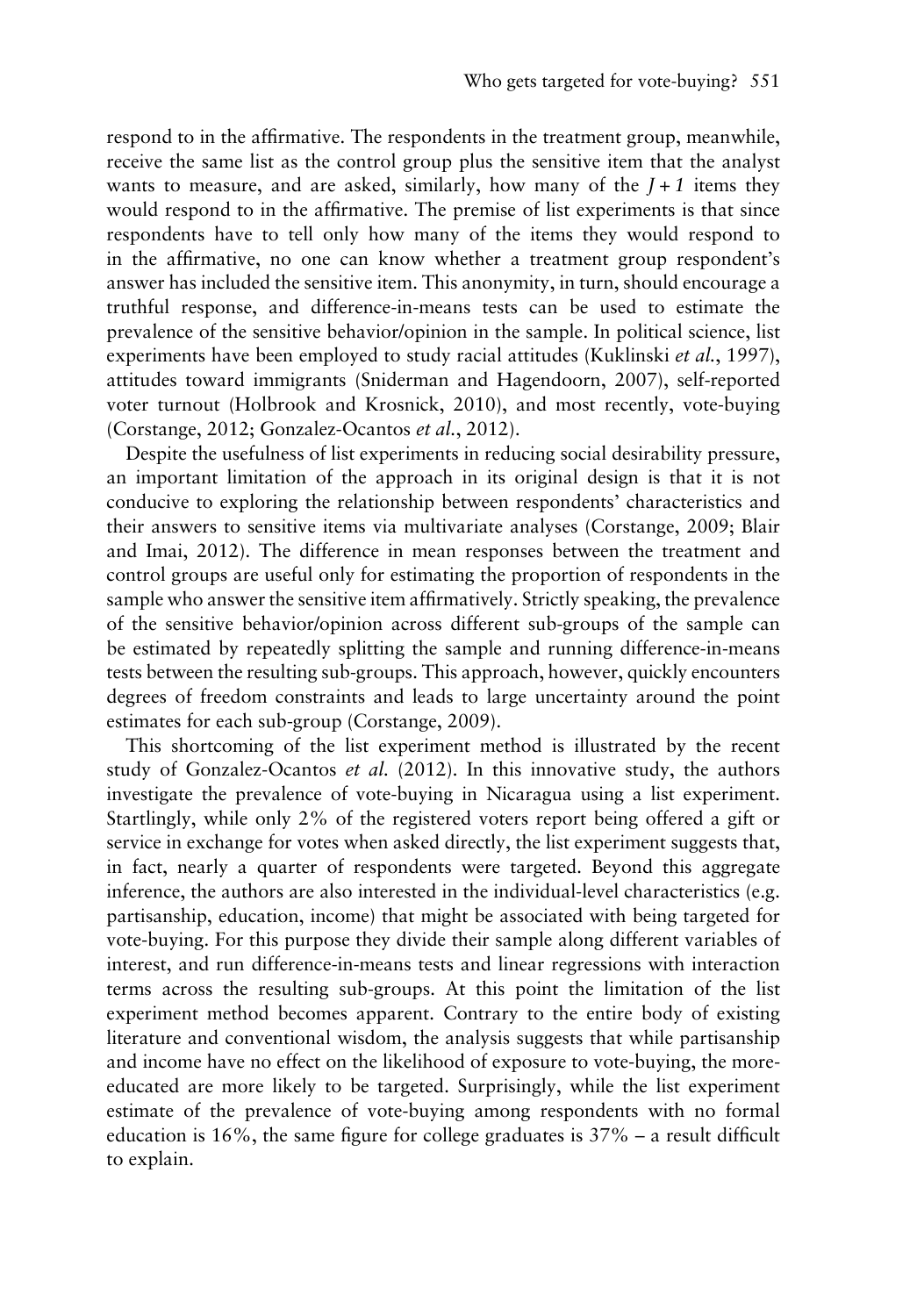respond to in the affirmative. The respondents in the treatment group, meanwhile, receive the same list as the control group plus the sensitive item that the analyst wants to measure, and are asked, similarly, how many of the $J + 1$ items they would respond to in the affirmative. The premise of list experiments is that since respondents have to tell only how many of the items they would respond to in the affirmative, no one can know whether a treatment group respondent's answer has included the sensitive item. This anonymity, in turn, should encourage a truthful response, and difference-in-means tests can be used to estimate the prevalence of the sensitive behavior/opinion in the sample. In political science, list experiments have been employed to study racial attitudes (Kuklinski *et al.*, 1997), attitudes toward immigrants (Sniderman and Hagendoorn, 2007), self-reported voter turnout (Holbrook and Krosnick, 2010), and most recently, vote-buying (Corstange, 2012; Gonzalez-Ocantos *et al.*, 2012).

Despite the usefulness of list experiments in reducing social desirability pressure, an important limitation of the approach in its original design is that it is not conducive to exploring the relationship between respondents' characteristics and their answers to sensitive items via multivariate analyses (Corstange, 2009; Blair and Imai, 2012). The difference in mean responses between the treatment and control groups are useful only for estimating the proportion of respondents in the sample who answer the sensitive item affirmatively. Strictly speaking, the prevalence of the sensitive behavior/opinion across different sub-groups of the sample can be estimated by repeatedly splitting the sample and running difference-in-means tests between the resulting sub-groups. This approach, however, quickly encounters degrees of freedom constraints and leads to large uncertainty around the point estimates for each sub-group (Corstange, 2009).

This shortcoming of the list experiment method is illustrated by the recent study of Gonzalez-Ocantos *et al.* (2012). In this innovative study, the authors investigate the prevalence of vote-buying in Nicaragua using a list experiment. Startlingly, while only 2% of the registered voters report being offered a gift or service in exchange for votes when asked directly, the list experiment suggests that, in fact, nearly a quarter of respondents were targeted. Beyond this aggregate inference, the authors are also interested in the individual-level characteristics (e.g. partisanship, education, income) that might be associated with being targeted for vote-buying. For this purpose they divide their sample along different variables of interest, and run difference-in-means tests and linear regressions with interaction terms across the resulting sub-groups. At this point the limitation of the list experiment method becomes apparent. Contrary to the entire body of existing literature and conventional wisdom, the analysis suggests that while partisanship and income have no effect on the likelihood of exposure to vote-buying, the more-educated are more likely to be targeted. Surprisingly, while the list experiment estimate of the prevalence of vote-buying among respondents with no formal education is 16%, the same figure for college graduates is 37% – a result difficult to explain.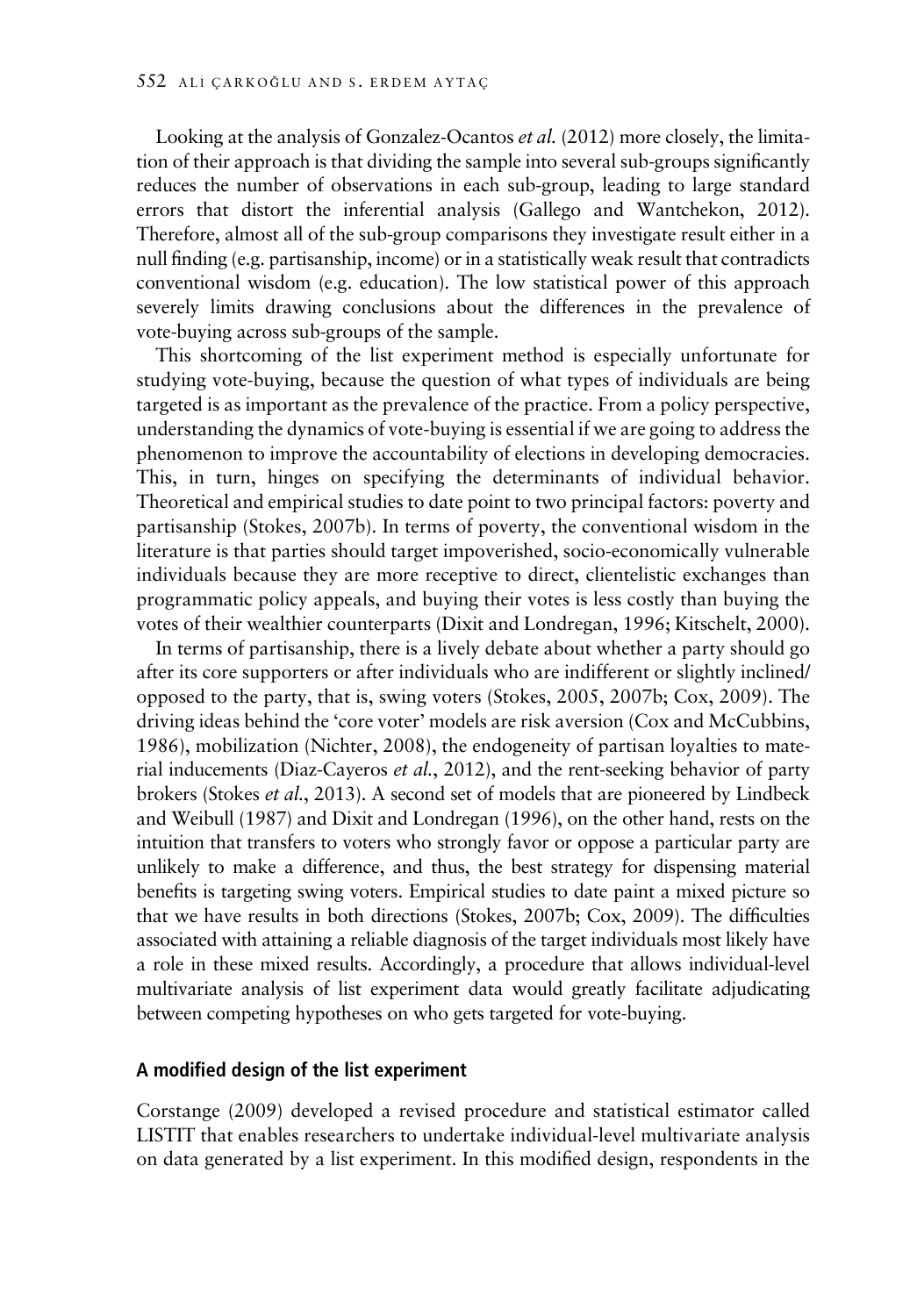Looking at the analysis of Gonzalez-Ocantos *et al.* (2012) more closely, the limitation of their approach is that dividing the sample into several sub-groups significantly reduces the number of observations in each sub-group, leading to large standard errors that distort the inferential analysis (Gallego and Wantchekon, 2012). Therefore, almost all of the sub-group comparisons they investigate result either in a null finding (e.g. partisanship, income) or in a statistically weak result that contradicts conventional wisdom (e.g. education). The low statistical power of this approach severely limits drawing conclusions about the differences in the prevalence of vote-buying across sub-groups of the sample.

This shortcoming of the list experiment method is especially unfortunate for studying vote-buying, because the question of what types of individuals are being targeted is as important as the prevalence of the practice. From a policy perspective, understanding the dynamics of vote-buying is essential if we are going to address the phenomenon to improve the accountability of elections in developing democracies. This, in turn, hinges on specifying the determinants of individual behavior. Theoretical and empirical studies to date point to two principal factors: poverty and partisanship (Stokes, 2007b). In terms of poverty, the conventional wisdom in the literature is that parties should target impoverished, socio-economically vulnerable individuals because they are more receptive to direct, clientelistic exchanges than programmatic policy appeals, and buying their votes is less costly than buying the votes of their wealthier counterparts (Dixit and Londregan, 1996; Kitschelt, 2000).

In terms of partisanship, there is a lively debate about whether a party should go after its core supporters or after individuals who are indifferent or slightly inclined/opposed to the party, that is, swing voters (Stokes, 2005, 2007b; Cox, 2009). The driving ideas behind the 'core voter' models are risk aversion (Cox and McCubbins, 1986), mobilization (Nichter, 2008), the endogeneity of partisan loyalties to material inducements (Diaz-Cayeros *et al.*, 2012), and the rent-seeking behavior of party brokers (Stokes *et al.*, 2013). A second set of models that are pioneered by Lindbeck and Weibull (1987) and Dixit and Londregan (1996), on the other hand, rests on the intuition that transfers to voters who strongly favor or oppose a particular party are unlikely to make a difference, and thus, the best strategy for dispensing material benefits is targeting swing voters. Empirical studies to date paint a mixed picture so that we have results in both directions (Stokes, 2007b; Cox, 2009). The difficulties associated with attaining a reliable diagnosis of the target individuals most likely have a role in these mixed results. Accordingly, a procedure that allows individual-level multivariate analysis of list experiment data would greatly facilitate adjudicating between competing hypotheses on who gets targeted for vote-buying.

## A modified design of the list experiment

Corstange (2009) developed a revised procedure and statistical estimator called LISTIT that enables researchers to undertake individual-level multivariate analysis on data generated by a list experiment. In this modified design, respondents in the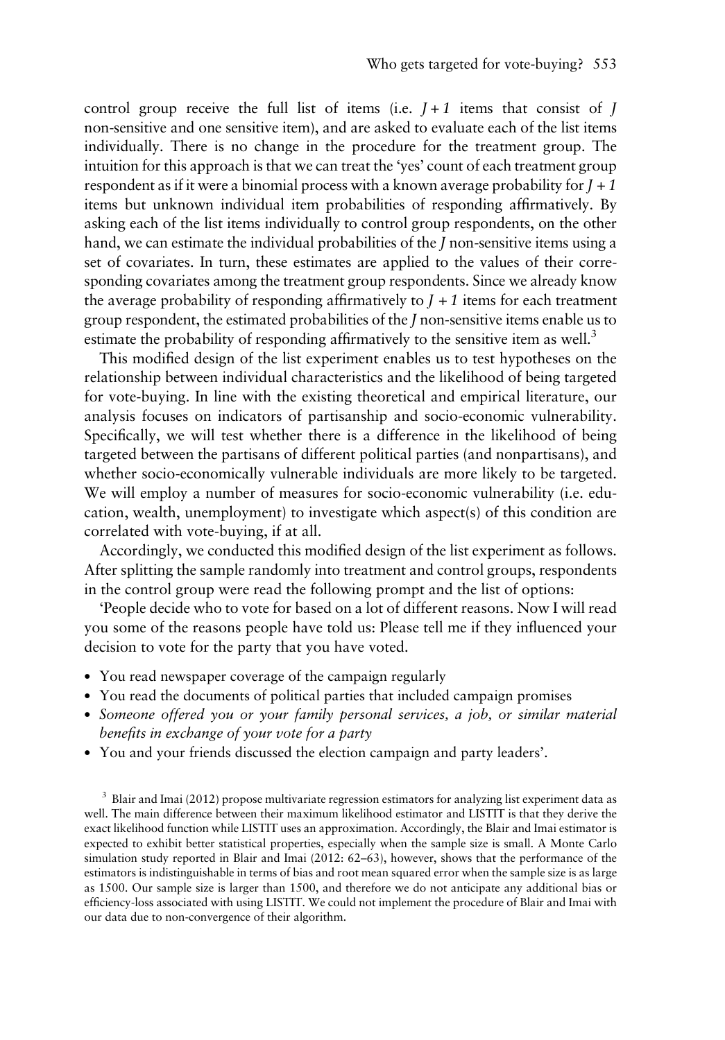control group receive the full list of items (i.e. $J+1$ items that consist of $J$ non-sensitive and one sensitive item), and are asked to evaluate each of the list items individually. There is no change in the procedure for the treatment group. The intuition for this approach is that we can treat the 'yes' count of each treatment group respondent as if it were a binomial process with a known average probability for $J + 1$ items but unknown individual item probabilities of responding affirmatively. By asking each of the list items individually to control group respondents, on the other hand, we can estimate the individual probabilities of the $J$ non-sensitive items using a set of covariates. In turn, these estimates are applied to the values of their corresponding covariates among the treatment group respondents. Since we already know the average probability of responding affirmatively to $J + 1$ items for each treatment group respondent, the estimated probabilities of the $J$ non-sensitive items enable us to estimate the probability of responding affirmatively to the sensitive item as well.[3]

This modified design of the list experiment enables us to test hypotheses on the relationship between individual characteristics and the likelihood of being targeted for vote-buying. In line with the existing theoretical and empirical literature, our analysis focuses on indicators of partisanship and socio-economic vulnerability. Specifically, we will test whether there is a difference in the likelihood of being targeted between the partisans of different political parties (and nonpartisans), and whether socio-economically vulnerable individuals are more likely to be targeted. We will employ a number of measures for socio-economic vulnerability (i.e. education, wealth, unemployment) to investigate which aspect(s) of this condition are correlated with vote-buying, if at all.

Accordingly, we conducted this modified design of the list experiment as follows. After splitting the sample randomly into treatment and control groups, respondents in the control group were read the following prompt and the list of options:

'People decide who to vote for based on a lot of different reasons. Now I will read you some of the reasons people have told us: Please tell me if they influenced your decision to vote for the party that you have voted.

- You read newspaper coverage of the campaign regularly
- You read the documents of political parties that included campaign promises
- *Someone offered you or your family personal services, a job, or similar material benefits in exchange of your vote for a party*
- You and your friends discussed the election campaign and party leaders'.

[3] Blair and Imai (2012) propose multivariate regression estimators for analyzing list experiment data as well. The main difference between their maximum likelihood estimator and LISTIT is that they derive the exact likelihood function while LISTIT uses an approximation. Accordingly, the Blair and Imai estimator is expected to exhibit better statistical properties, especially when the sample size is small. A Monte Carlo simulation study reported in Blair and Imai (2012: 62–63), however, shows that the performance of the estimators is indistinguishable in terms of bias and root mean squared error when the sample size is as large as 1500. Our sample size is larger than 1500, and therefore we do not anticipate any additional bias or efficiency-loss associated with using LISTIT. We could not implement the procedure of Blair and Imai with our data due to non-convergence of their algorithm.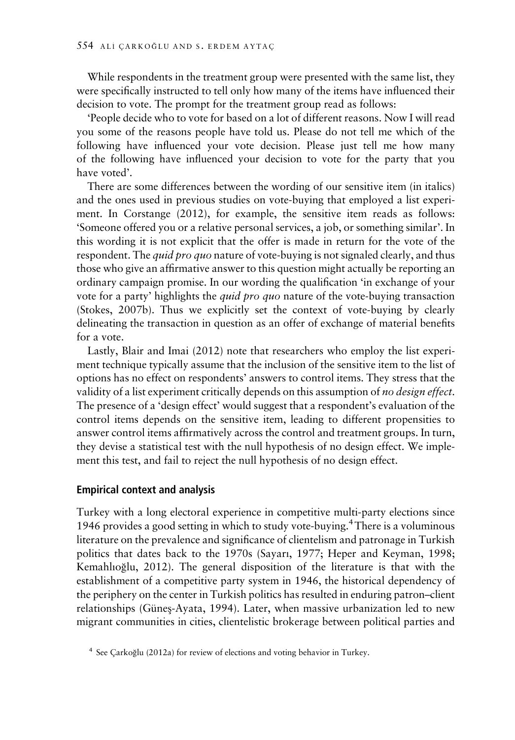While respondents in the treatment group were presented with the same list, they were specifically instructed to tell only how many of the items have influenced their decision to vote. The prompt for the treatment group read as follows:

'People decide who to vote for based on a lot of different reasons. Now I will read you some of the reasons people have told us. Please do not tell me which of the following have influenced your vote decision. Please just tell me how many of the following have influenced your decision to vote for the party that you have voted'.

There are some differences between the wording of our sensitive item (in italics) and the ones used in previous studies on vote-buying that employed a list experiment. In Corstange (2012), for example, the sensitive item reads as follows: 'Someone offered you or a relative personal services, a job, or something similar'. In this wording it is not explicit that the offer is made in return for the vote of the respondent. The *quid pro quo* nature of vote-buying is not signaled clearly, and thus those who give an affirmative answer to this question might actually be reporting an ordinary campaign promise. In our wording the qualification 'in exchange of your vote for a party' highlights the *quid pro quo* nature of the vote-buying transaction (Stokes, 2007b). Thus we explicitly set the context of vote-buying by clearly delineating the transaction in question as an offer of exchange of material benefits for a vote.

Lastly, Blair and Imai (2012) note that researchers who employ the list experiment technique typically assume that the inclusion of the sensitive item to the list of options has no effect on respondents' answers to control items. They stress that the validity of a list experiment critically depends on this assumption of *no design effect*. The presence of a 'design effect' would suggest that a respondent's evaluation of the control items depends on the sensitive item, leading to different propensities to answer control items affirmatively across the control and treatment groups. In turn, they devise a statistical test with the null hypothesis of no design effect. We implement this test, and fail to reject the null hypothesis of no design effect.

## Empirical context and analysis

Turkey with a long electoral experience in competitive multi-party elections since 1946 provides a good setting in which to study vote-buying.[4] There is a voluminous literature on the prevalence and significance of clientelism and patronage in Turkish politics that dates back to the 1970s (Sayarı, 1977; Heper and Keyman, 1998; Kemahlıoğlu, 2012). The general disposition of the literature is that with the establishment of a competitive party system in 1946, the historical dependency of the periphery on the center in Turkish politics has resulted in enduring patron–client relationships (Güneş-Ayata, 1994). Later, when massive urbanization led to new migrant communities in cities, clientelistic brokerage between political parties and

[4] See Çarkoğlu (2012a) for review of elections and voting behavior in Turkey.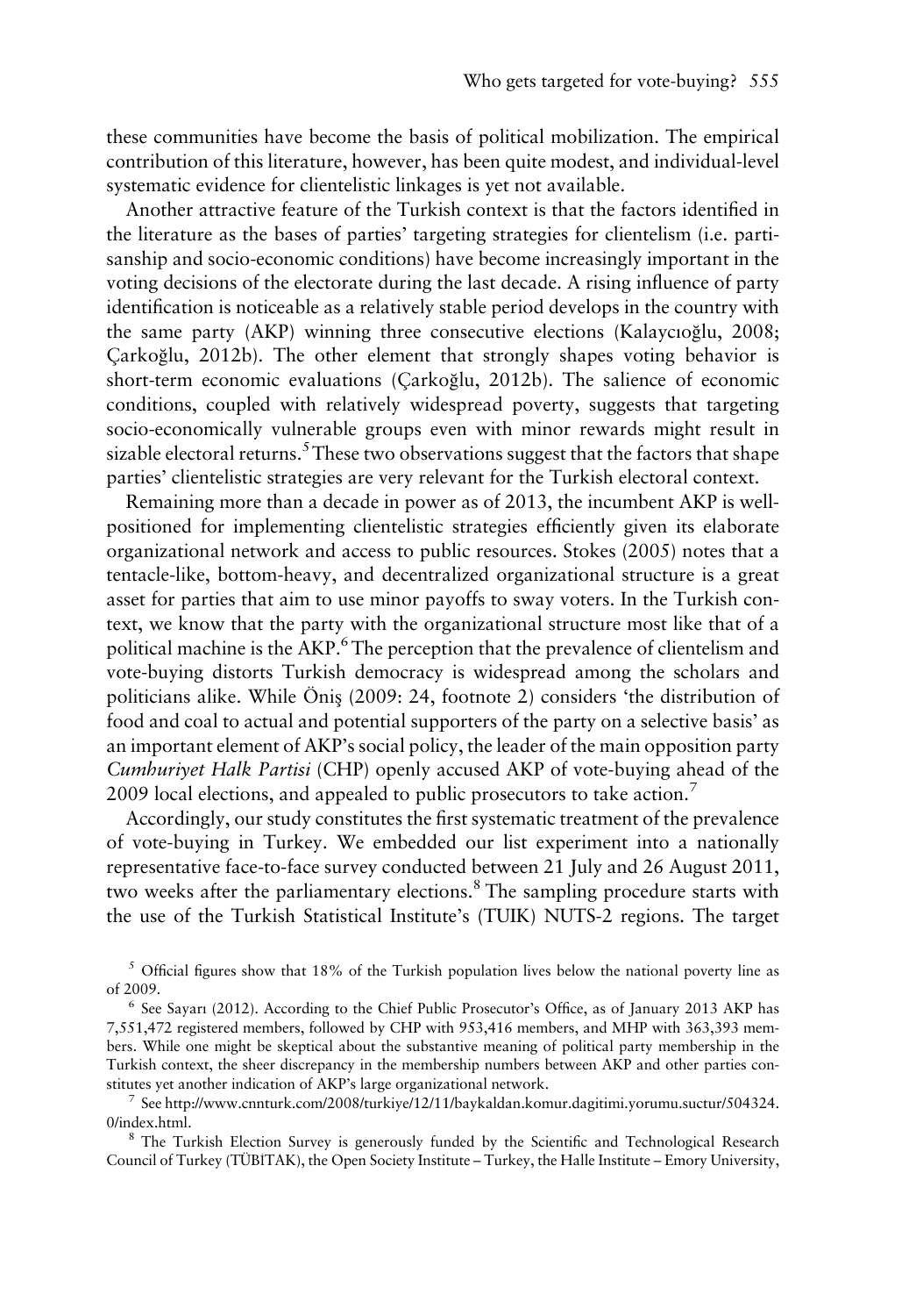these communities have become the basis of political mobilization. The empirical contribution of this literature, however, has been quite modest, and individual-level systematic evidence for clientelistic linkages is yet not available.

Another attractive feature of the Turkish context is that the factors identified in the literature as the bases of parties' targeting strategies for clientelism (i.e. partisanship and socio-economic conditions) have become increasingly important in the voting decisions of the electorate during the last decade. A rising influence of party identification is noticeable as a relatively stable period develops in the country with the same party (AKP) winning three consecutive elections (Kalaycıoğlu, 2008; Çarkoğlu, 2012b). The other element that strongly shapes voting behavior is short-term economic evaluations (Çarkoğlu, 2012b). The salience of economic conditions, coupled with relatively widespread poverty, suggests that targeting socio-economically vulnerable groups even with minor rewards might result in sizable electoral returns.[5] These two observations suggest that the factors that shape parties' clientelistic strategies are very relevant for the Turkish electoral context.

Remaining more than a decade in power as of 2013, the incumbent AKP is well-positioned for implementing clientelistic strategies efficiently given its elaborate organizational network and access to public resources. Stokes (2005) notes that a tentacle-like, bottom-heavy, and decentralized organizational structure is a great asset for parties that aim to use minor payoffs to sway voters. In the Turkish context, we know that the party with the organizational structure most like that of a political machine is the AKP.[6] The perception that the prevalence of clientelism and vote-buying distorts Turkish democracy is widespread among the scholars and politicians alike. While Öniş (2009: 24, footnote 2) considers 'the distribution of food and coal to actual and potential supporters of the party on a selective basis' as an important element of AKP's social policy, the leader of the main opposition party *Cumhuriyet Halk Partisi* (CHP) openly accused AKP of vote-buying ahead of the 2009 local elections, and appealed to public prosecutors to take action.[7]

Accordingly, our study constitutes the first systematic treatment of the prevalence of vote-buying in Turkey. We embedded our list experiment into a nationally representative face-to-face survey conducted between 21 July and 26 August 2011, two weeks after the parliamentary elections.[8] The sampling procedure starts with the use of the Turkish Statistical Institute's (TUIK) NUTS-2 regions. The target

---

[5] Official figures show that 18% of the Turkish population lives below the national poverty line as of 2009.

[6] See Sayarı (2012). According to the Chief Public Prosecutor's Office, as of January 2013 AKP has 7,551,472 registered members, followed by CHP with 953,416 members, and MHP with 363,393 members. While one might be skeptical about the substantive meaning of political party membership in the Turkish context, the sheer discrepancy in the membership numbers between AKP and other parties constitutes yet another indication of AKP's large organizational network.

[7] See http://www.cnnturk.com/2008/turkiye/12/11/baykaldan.komur.dagitimi.yorumu.suctur/504324.0/index.html.

[8] The Turkish Election Survey is generously funded by the Scientific and Technological Research Council of Turkey (TÜBİTAK), the Open Society Institute – Turkey, the Halle Institute – Emory University,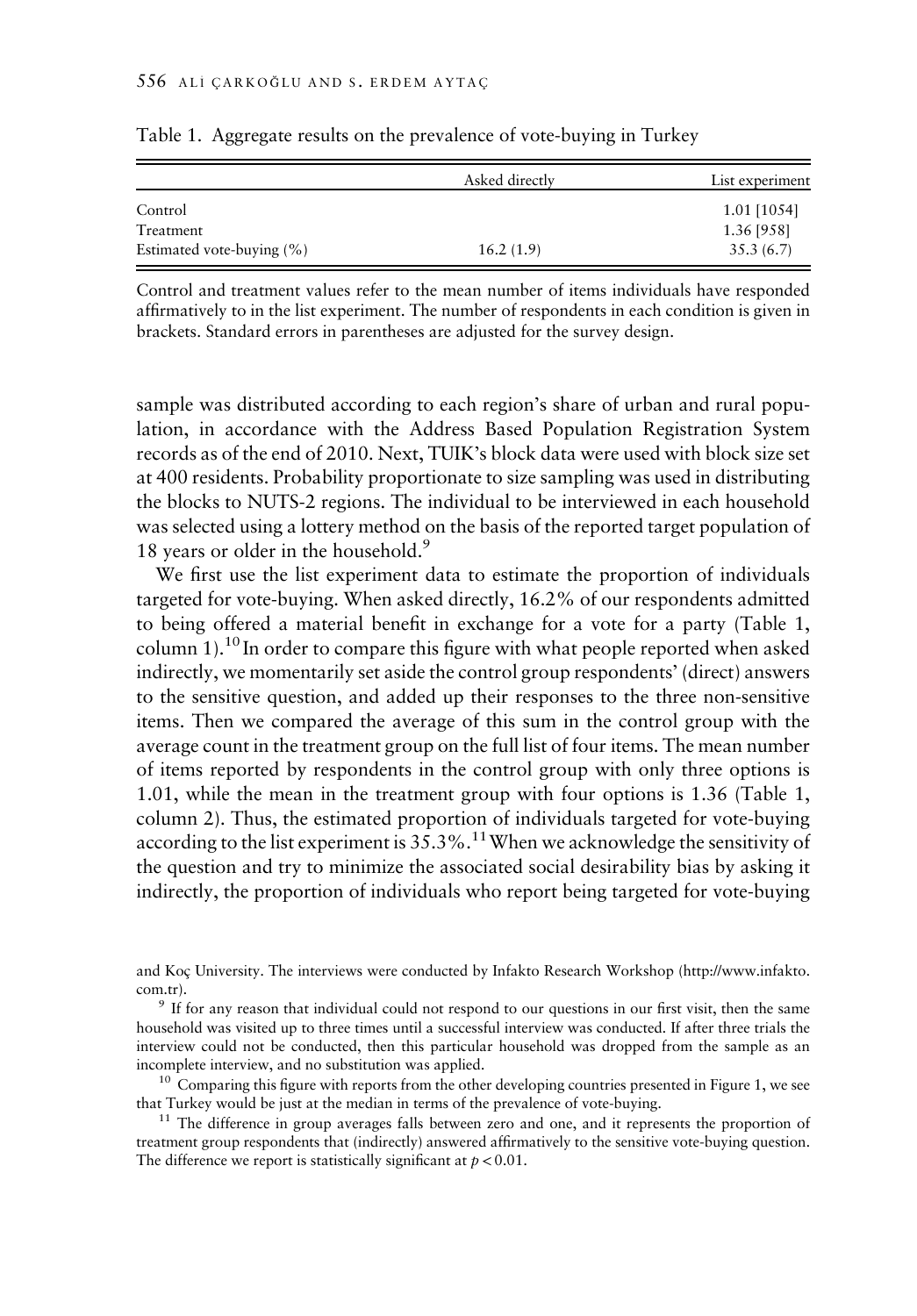Table 1. Aggregate results on the prevalence of vote-buying in Turkey

| | Asked directly | List experiment |
|---|---|---|
| Control | | 1.01 [1054] |
| Treatment | | 1.36 [958] |
| Estimated vote-buying (%) | 16.2 (1.9) | 35.3 (6.7) |

Control and treatment values refer to the mean number of items individuals have responded affirmatively to in the list experiment. The number of respondents in each condition is given in brackets. Standard errors in parentheses are adjusted for the survey design.

sample was distributed according to each region's share of urban and rural population, in accordance with the Address Based Population Registration System records as of the end of 2010. Next, TUIK's block data were used with block size set at 400 residents. Probability proportionate to size sampling was used in distributing the blocks to NUTS-2 regions. The individual to be interviewed in each household was selected using a lottery method on the basis of the reported target population of 18 years or older in the household.[9]

We first use the list experiment data to estimate the proportion of individuals targeted for vote-buying. When asked directly, 16.2% of our respondents admitted to being offered a material benefit in exchange for a vote for a party (Table 1, column 1).[10] In order to compare this figure with what people reported when asked indirectly, we momentarily set aside the control group respondents' (direct) answers to the sensitive question, and added up their responses to the three non-sensitive items. Then we compared the average of this sum in the control group with the average count in the treatment group on the full list of four items. The mean number of items reported by respondents in the control group with only three options is 1.01, while the mean in the treatment group with four options is 1.36 (Table 1, column 2). Thus, the estimated proportion of individuals targeted for vote-buying according to the list experiment is 35.3%.[11] When we acknowledge the sensitivity of the question and try to minimize the associated social desirability bias by asking it indirectly, the proportion of individuals who report being targeted for vote-buying

and Koç University. The interviews were conducted by Infakto Research Workshop (http://www.infakto.com.tr).

[9] If for any reason that individual could not respond to our questions in our first visit, then the same household was visited up to three times until a successful interview was conducted. If after three trials the interview could not be conducted, then this particular household was dropped from the sample as an incomplete interview, and no substitution was applied.

[10] Comparing this figure with reports from the other developing countries presented in Figure 1, we see that Turkey would be just at the median in terms of the prevalence of vote-buying.

[11] The difference in group averages falls between zero and one, and it represents the proportion of treatment group respondents that (indirectly) answered affirmatively to the sensitive vote-buying question. The difference we report is statistically significant at $p < 0.01$.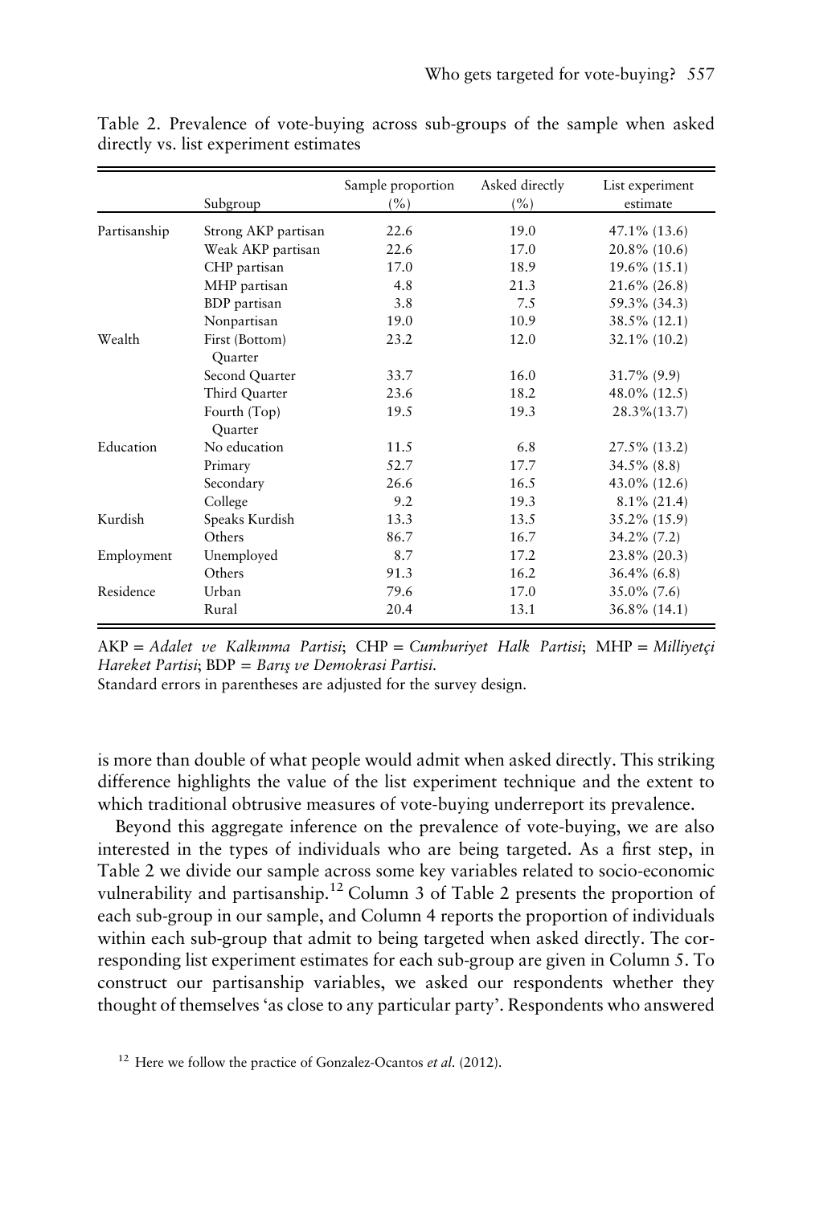Table 2. Prevalence of vote-buying across sub-groups of the sample when asked directly vs. list experiment estimates

| | Subgroup | Sample proportion (%) | Asked directly (%) | List experiment estimate |
|---|---|---|---|---|
| Partisanship | Strong AKP partisan | 22.6 | 19.0 | 47.1% (13.6) |
| | Weak AKP partisan | 22.6 | 17.0 | 20.8% (10.6) |
| | CHP partisan | 17.0 | 18.9 | 19.6% (15.1) |
| | MHP partisan | 4.8 | 21.3 | 21.6% (26.8) |
| | BDP partisan | 3.8 | 7.5 | 59.3% (34.3) |
| | Nonpartisan | 19.0 | 10.9 | 38.5% (12.1) |
| Wealth | First (Bottom) Quarter | 23.2 | 12.0 | 32.1% (10.2) |
| | Second Quarter | 33.7 | 16.0 | 31.7% (9.9) |
| | Third Quarter | 23.6 | 18.2 | 48.0% (12.5) |
| | Fourth (Top) Quarter | 19.5 | 19.3 | 28.3%(13.7) |
| Education | No education | 11.5 | 6.8 | 27.5% (13.2) |
| | Primary | 52.7 | 17.7 | 34.5% (8.8) |
| | Secondary | 26.6 | 16.5 | 43.0% (12.6) |
| | College | 9.2 | 19.3 | 8.1% (21.4) |
| Kurdish | Speaks Kurdish | 13.3 | 13.5 | 35.2% (15.9) |
| | Others | 86.7 | 16.7 | 34.2% (7.2) |
| Employment | Unemployed | 8.7 | 17.2 | 23.8% (20.3) |
| | Others | 91.3 | 16.2 | 36.4% (6.8) |
| Residence | Urban | 79.6 | 17.0 | 35.0% (7.6) |
| | Rural | 20.4 | 13.1 | 36.8% (14.1) |

AKP = *Adalet ve Kalkınma Partisi*; CHP = *Cumhuriyet Halk Partisi*; MHP = *Milliyetçi Hareket Partisi*; BDP = *Barış ve Demokrasi Partisi*.
Standard errors in parentheses are adjusted for the survey design.

is more than double of what people would admit when asked directly. This striking difference highlights the value of the list experiment technique and the extent to which traditional obtrusive measures of vote-buying underreport its prevalence.

Beyond this aggregate inference on the prevalence of vote-buying, we are also interested in the types of individuals who are being targeted. As a first step, in Table 2 we divide our sample across some key variables related to socio-economic vulnerability and partisanship.[12] Column 3 of Table 2 presents the proportion of each sub-group in our sample, and Column 4 reports the proportion of individuals within each sub-group that admit to being targeted when asked directly. The corresponding list experiment estimates for each sub-group are given in Column 5. To construct our partisanship variables, we asked our respondents whether they thought of themselves 'as close to any particular party'. Respondents who answered

[12] Here we follow the practice of Gonzalez-Ocantos *et al.* (2012).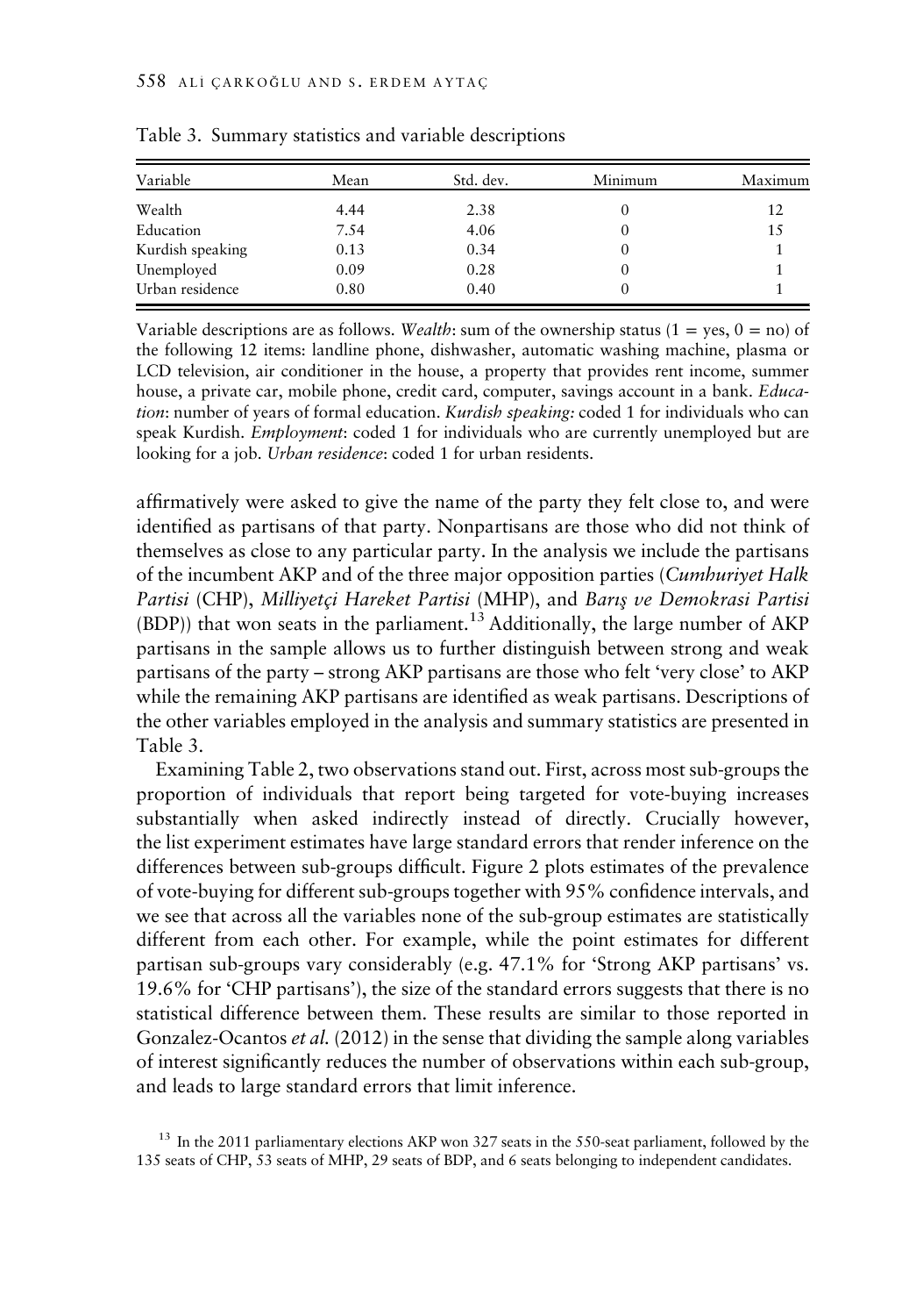Table 3. Summary statistics and variable descriptions

| Variable | Mean | Std. dev. | Minimum | Maximum |
|---|---|---|---|---|
| Wealth | 4.44 | 2.38 | 0 | 12 |
| Education | 7.54 | 4.06 | 0 | 15 |
| Kurdish speaking | 0.13 | 0.34 | 0 | 1 |
| Unemployed | 0.09 | 0.28 | 0 | 1 |
| Urban residence | 0.80 | 0.40 | 0 | 1 |

Variable descriptions are as follows. *Wealth*: sum of the ownership status (1 = yes, 0 = no) of the following 12 items: landline phone, dishwasher, automatic washing machine, plasma or LCD television, air conditioner in the house, a property that provides rent income, summer house, a private car, mobile phone, credit card, computer, savings account in a bank. *Education*: number of years of formal education. *Kurdish speaking*: coded 1 for individuals who can speak Kurdish. *Employment*: coded 1 for individuals who are currently unemployed but are looking for a job. *Urban residence*: coded 1 for urban residents.

affirmatively were asked to give the name of the party they felt close to, and were identified as partisans of that party. Nonpartisans are those who did not think of themselves as close to any particular party. In the analysis we include the partisans of the incumbent AKP and of the three major opposition parties (*Cumhuriyet Halk Partisi* (CHP), *Milliyetçi Hareket Partisi* (MHP), and *Barış ve Demokrasi Partisi* (BDP)) that won seats in the parliament.[13] Additionally, the large number of AKP partisans in the sample allows us to further distinguish between strong and weak partisans of the party – strong AKP partisans are those who felt 'very close' to AKP while the remaining AKP partisans are identified as weak partisans. Descriptions of the other variables employed in the analysis and summary statistics are presented in Table 3.

Examining Table 2, two observations stand out. First, across most sub-groups the proportion of individuals that report being targeted for vote-buying increases substantially when asked indirectly instead of directly. Crucially however, the list experiment estimates have large standard errors that render inference on the differences between sub-groups difficult. Figure 2 plots estimates of the prevalence of vote-buying for different sub-groups together with 95% confidence intervals, and we see that across all the variables none of the sub-group estimates are statistically different from each other. For example, while the point estimates for different partisan sub-groups vary considerably (e.g. 47.1% for 'Strong AKP partisans' vs. 19.6% for 'CHP partisans'), the size of the standard errors suggests that there is no statistical difference between them. These results are similar to those reported in Gonzalez-Ocantos *et al.* (2012) in the sense that dividing the sample along variables of interest significantly reduces the number of observations within each sub-group, and leads to large standard errors that limit inference.

[13] In the 2011 parliamentary elections AKP won 327 seats in the 550-seat parliament, followed by the 135 seats of CHP, 53 seats of MHP, 29 seats of BDP, and 6 seats belonging to independent candidates.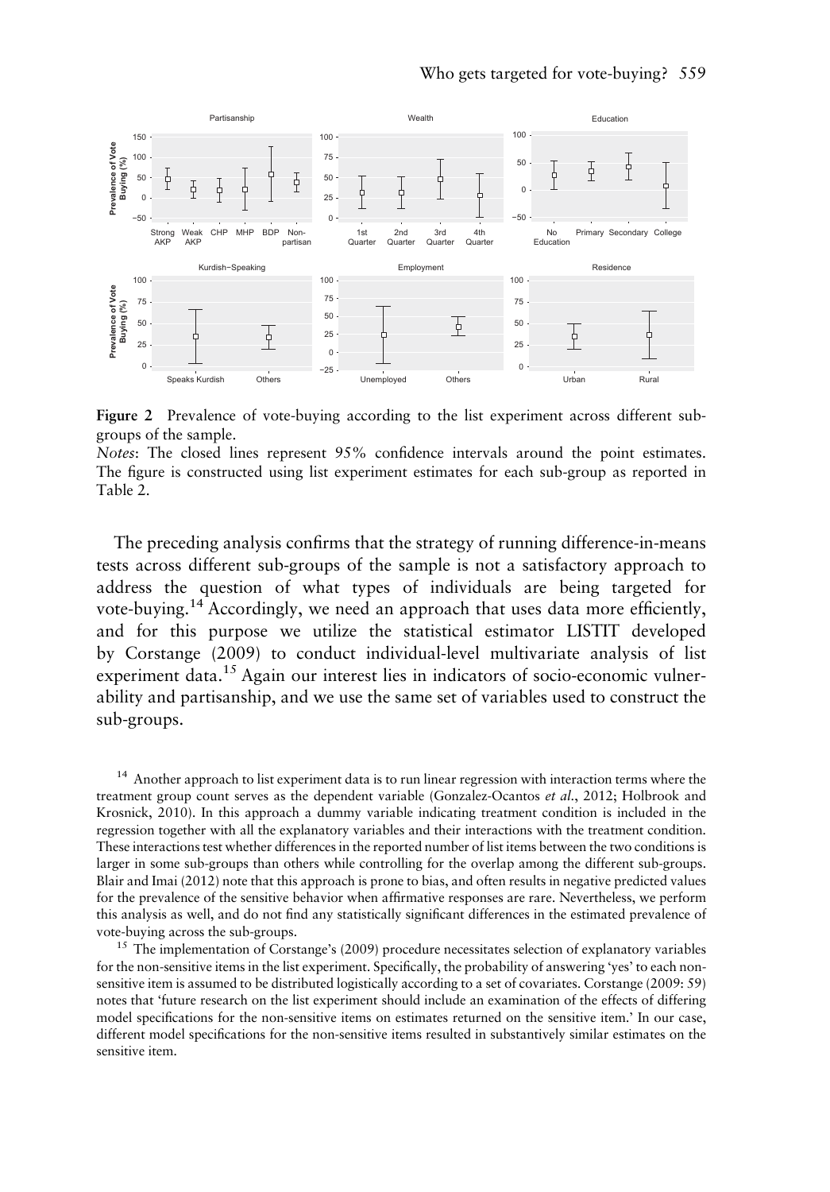**Figure 2** Prevalence of vote-buying according to the list experiment across different sub-groups of the sample.

*Notes*: The closed lines represent 95% confidence intervals around the point estimates. The figure is constructed using list experiment estimates for each sub-group as reported in Table 2.

The preceding analysis confirms that the strategy of running difference-in-means tests across different sub-groups of the sample is not a satisfactory approach to address the question of what types of individuals are being targeted for vote-buying.[14] Accordingly, we need an approach that uses data more efficiently, and for this purpose we utilize the statistical estimator LISTIT developed by Corstange (2009) to conduct individual-level multivariate analysis of list experiment data.[15] Again our interest lies in indicators of socio-economic vulnerability and partisanship, and we use the same set of variables used to construct the sub-groups.

[14] Another approach to list experiment data is to run linear regression with interaction terms where the treatment group count serves as the dependent variable (Gonzalez-Ocantos *et al.*, 2012; Holbrook and Krosnick, 2010). In this approach a dummy variable indicating treatment condition is included in the regression together with all the explanatory variables and their interactions with the treatment condition. These interactions test whether differences in the reported number of list items between the two conditions is larger in some sub-groups than others while controlling for the overlap among the different sub-groups. Blair and Imai (2012) note that this approach is prone to bias, and often results in negative predicted values for the prevalence of the sensitive behavior when affirmative responses are rare. Nevertheless, we perform this analysis as well, and do not find any statistically significant differences in the estimated prevalence of vote-buying across the sub-groups.

[15] The implementation of Corstange's (2009) procedure necessitates selection of explanatory variables for the non-sensitive items in the list experiment. Specifically, the probability of answering 'yes' to each non-sensitive item is assumed to be distributed logistically according to a set of covariates. Corstange (2009: 59) notes that 'future research on the list experiment should include an examination of the effects of differing model specifications for the non-sensitive items on estimates returned on the sensitive item.' In our case, different model specifications for the non-sensitive items resulted in substantively similar estimates on the sensitive item.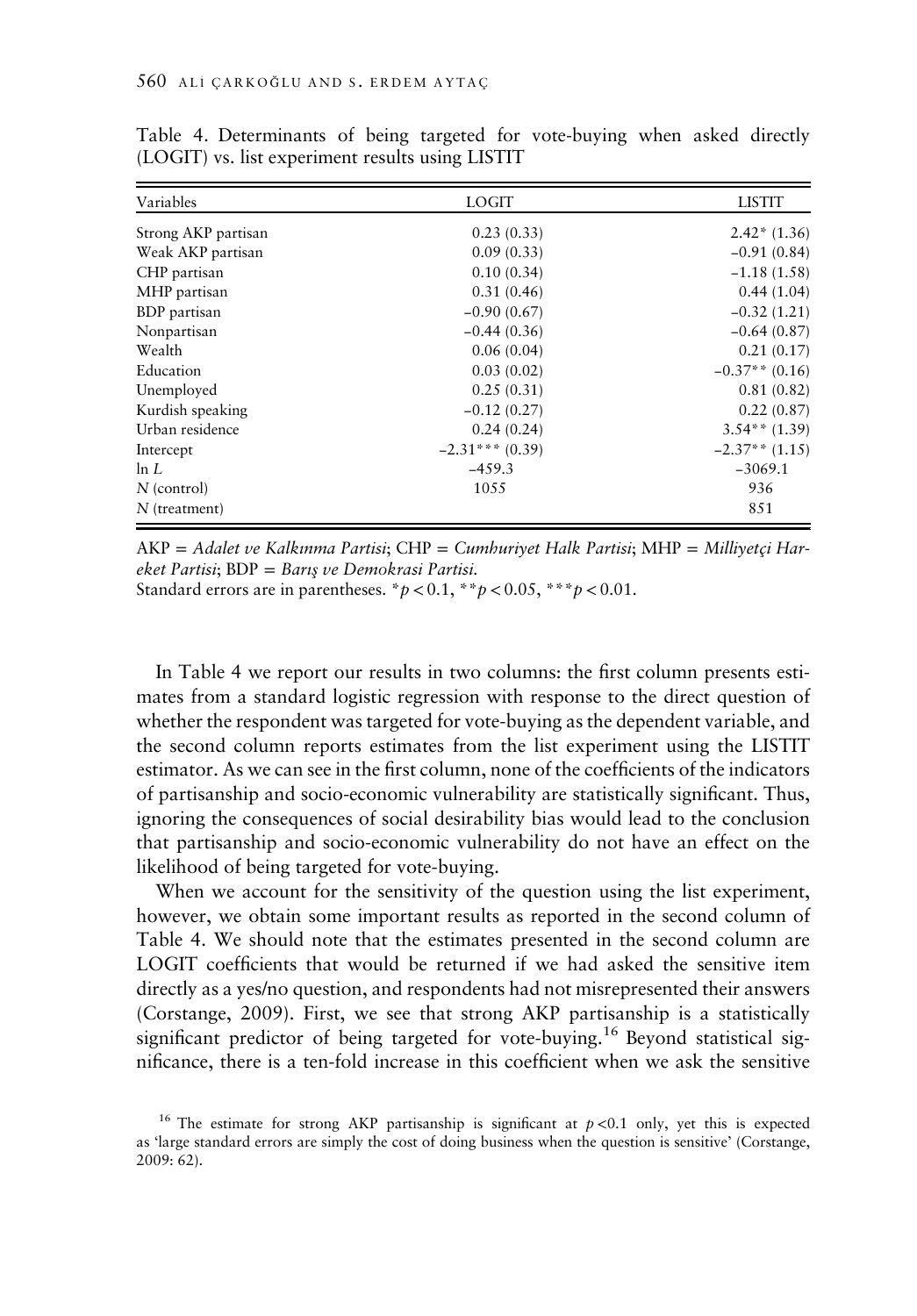Table 4. Determinants of being targeted for vote-buying when asked directly (LOGIT) vs. list experiment results using LISTIT

| Variables | LOGIT | LISTIT |
|---|---|---|
| Strong AKP partisan | 0.23 (0.33) | 2.42* (1.36) |
| Weak AKP partisan | 0.09 (0.33) | −0.91 (0.84) |
| CHP partisan | 0.10 (0.34) | −1.18 (1.58) |
| MHP partisan | 0.31 (0.46) | 0.44 (1.04) |
| BDP partisan | −0.90 (0.67) | −0.32 (1.21) |
| Nonpartisan | −0.44 (0.36) | −0.64 (0.87) |
| Wealth | 0.06 (0.04) | 0.21 (0.17) |
| Education | 0.03 (0.02) | −0.37** (0.16) |
| Unemployed | 0.25 (0.31) | 0.81 (0.82) |
| Kurdish speaking | −0.12 (0.27) | 0.22 (0.87) |
| Urban residence | 0.24 (0.24) | 3.54** (1.39) |
| Intercept | −2.31*** (0.39) | −2.37** (1.15) |
| $\ln L$ | −459.3 | −3069.1 |
| $N$ (control) | 1055 | 936 |
| $N$ (treatment) | | 851 |

AKP = *Adalet ve Kalkınma Partisi*; CHP = *Cumhuriyet Halk Partisi*; MHP = *Milliyetçi Hareket Partisi*; BDP = *Barış ve Demokrasi Partisi*.
Standard errors are in parentheses. $*p < 0.1$, $**p < 0.05$, $***p < 0.01$.

In Table 4 we report our results in two columns: the first column presents estimates from a standard logistic regression with response to the direct question of whether the respondent was targeted for vote-buying as the dependent variable, and the second column reports estimates from the list experiment using the LISTIT estimator. As we can see in the first column, none of the coefficients of the indicators of partisanship and socio-economic vulnerability are statistically significant. Thus, ignoring the consequences of social desirability bias would lead to the conclusion that partisanship and socio-economic vulnerability do not have an effect on the likelihood of being targeted for vote-buying.

When we account for the sensitivity of the question using the list experiment, however, we obtain some important results as reported in the second column of Table 4. We should note that the estimates presented in the second column are LOGIT coefficients that would be returned if we had asked the sensitive item directly as a yes/no question, and respondents had not misrepresented their answers (Corstange, 2009). First, we see that strong AKP partisanship is a statistically significant predictor of being targeted for vote-buying.[16] Beyond statistical significance, there is a ten-fold increase in this coefficient when we ask the sensitive

[16] The estimate for strong AKP partisanship is significant at $p < 0.1$ only, yet this is expected as 'large standard errors are simply the cost of doing business when the question is sensitive' (Corstange, 2009: 62).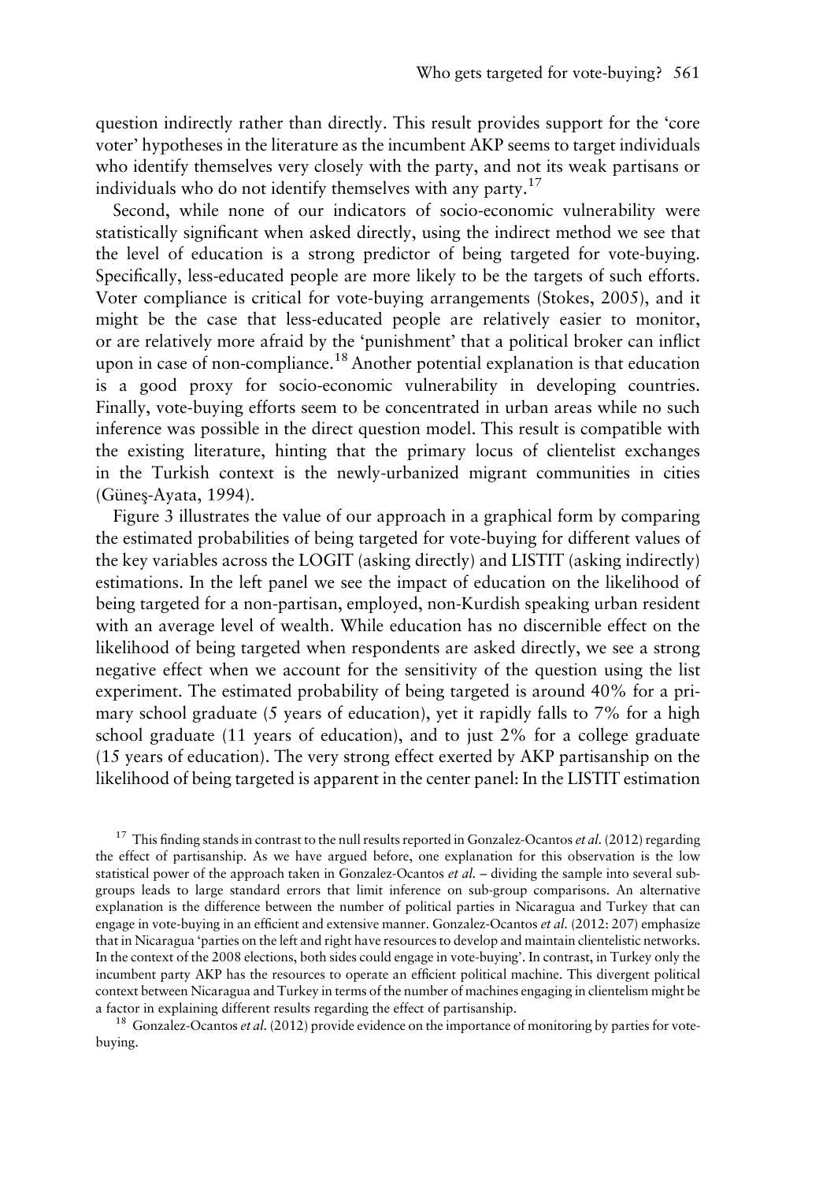question indirectly rather than directly. This result provides support for the 'core voter' hypotheses in the literature as the incumbent AKP seems to target individuals who identify themselves very closely with the party, and not its weak partisans or individuals who do not identify themselves with any party.[17]

Second, while none of our indicators of socio-economic vulnerability were statistically significant when asked directly, using the indirect method we see that the level of education is a strong predictor of being targeted for vote-buying. Specifically, less-educated people are more likely to be the targets of such efforts. Voter compliance is critical for vote-buying arrangements (Stokes, 2005), and it might be the case that less-educated people are relatively easier to monitor, or are relatively more afraid by the 'punishment' that a political broker can inflict upon in case of non-compliance.[18] Another potential explanation is that education is a good proxy for socio-economic vulnerability in developing countries. Finally, vote-buying efforts seem to be concentrated in urban areas while no such inference was possible in the direct question model. This result is compatible with the existing literature, hinting that the primary locus of clientelist exchanges in the Turkish context is the newly-urbanized migrant communities in cities (Güneş-Ayata, 1994).

Figure 3 illustrates the value of our approach in a graphical form by comparing the estimated probabilities of being targeted for vote-buying for different values of the key variables across the LOGIT (asking directly) and LISTIT (asking indirectly) estimations. In the left panel we see the impact of education on the likelihood of being targeted for a non-partisan, employed, non-Kurdish speaking urban resident with an average level of wealth. While education has no discernible effect on the likelihood of being targeted when respondents are asked directly, we see a strong negative effect when we account for the sensitivity of the question using the list experiment. The estimated probability of being targeted is around 40% for a primary school graduate (5 years of education), yet it rapidly falls to 7% for a high school graduate (11 years of education), and to just 2% for a college graduate (15 years of education). The very strong effect exerted by AKP partisanship on the likelihood of being targeted is apparent in the center panel: In the LISTIT estimation

[17] This finding stands in contrast to the null results reported in Gonzalez-Ocantos *et al.* (2012) regarding the effect of partisanship. As we have argued before, one explanation for this observation is the low statistical power of the approach taken in Gonzalez-Ocantos *et al.* – dividing the sample into several subgroups leads to large standard errors that limit inference on sub-group comparisons. An alternative explanation is the difference between the number of political parties in Nicaragua and Turkey that can engage in vote-buying in an efficient and extensive manner. Gonzalez-Ocantos *et al.* (2012: 207) emphasize that in Nicaragua 'parties on the left and right have resources to develop and maintain clientelistic networks. In the context of the 2008 elections, both sides could engage in vote-buying'. In contrast, in Turkey only the incumbent party AKP has the resources to operate an efficient political machine. This divergent political context between Nicaragua and Turkey in terms of the number of machines engaging in clientelism might be a factor in explaining different results regarding the effect of partisanship.

[18] Gonzalez-Ocantos *et al.* (2012) provide evidence on the importance of monitoring by parties for vote-buying.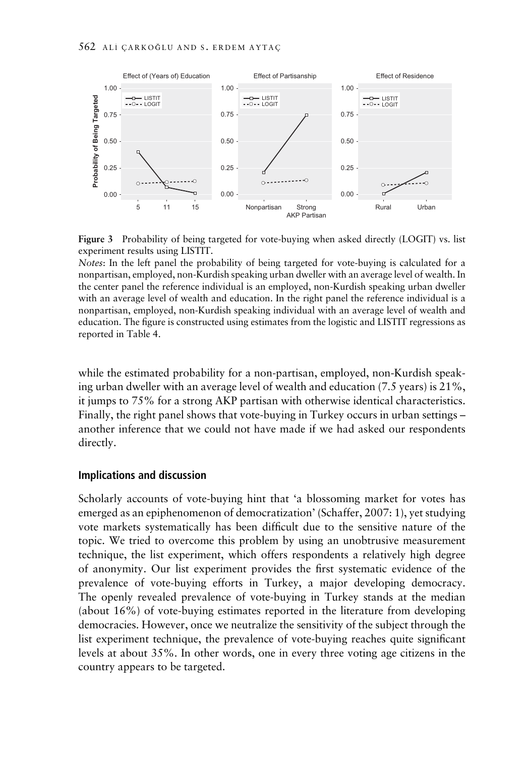**Figure 3** Probability of being targeted for vote-buying when asked directly (LOGIT) vs. list experiment results using LISTIT.

*Notes*: In the left panel the probability of being targeted for vote-buying is calculated for a nonpartisan, employed, non-Kurdish speaking urban dweller with an average level of wealth. In the center panel the reference individual is an employed, non-Kurdish speaking urban dweller with an average level of wealth and education. In the right panel the reference individual is a nonpartisan, employed, non-Kurdish speaking individual with an average level of wealth and education. The figure is constructed using estimates from the logistic and LISTIT regressions as reported in Table 4.

while the estimated probability for a non-partisan, employed, non-Kurdish speaking urban dweller with an average level of wealth and education (7.5 years) is 21%, it jumps to 75% for a strong AKP partisan with otherwise identical characteristics. Finally, the right panel shows that vote-buying in Turkey occurs in urban settings – another inference that we could not have made if we had asked our respondents directly.

## Implications and discussion

Scholarly accounts of vote-buying hint that 'a blossoming market for votes has emerged as an epiphenomenon of democratization' (Schaffer, 2007: 1), yet studying vote markets systematically has been difficult due to the sensitive nature of the topic. We tried to overcome this problem by using an unobtrusive measurement technique, the list experiment, which offers respondents a relatively high degree of anonymity. Our list experiment provides the first systematic evidence of the prevalence of vote-buying efforts in Turkey, a major developing democracy. The openly revealed prevalence of vote-buying in Turkey stands at the median (about 16%) of vote-buying estimates reported in the literature from developing democracies. However, once we neutralize the sensitivity of the subject through the list experiment technique, the prevalence of vote-buying reaches quite significant levels at about 35%. In other words, one in every three voting age citizens in the country appears to be targeted.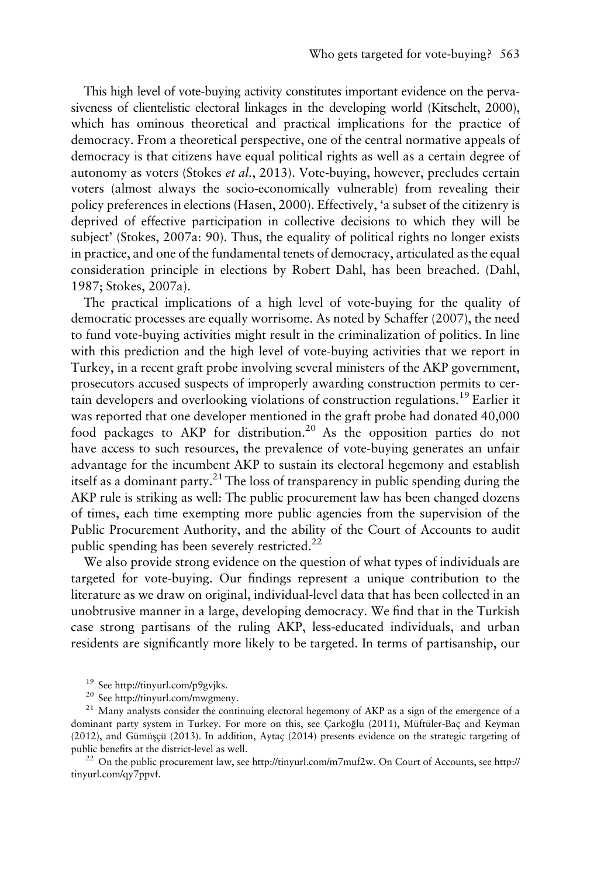This high level of vote-buying activity constitutes important evidence on the pervasiveness of clientelistic electoral linkages in the developing world (Kitschelt, 2000), which has ominous theoretical and practical implications for the practice of democracy. From a theoretical perspective, one of the central normative appeals of democracy is that citizens have equal political rights as well as a certain degree of autonomy as voters (Stokes *et al.*, 2013). Vote-buying, however, precludes certain voters (almost always the socio-economically vulnerable) from revealing their policy preferences in elections (Hasen, 2000). Effectively, 'a subset of the citizenry is deprived of effective participation in collective decisions to which they will be subject' (Stokes, 2007a: 90). Thus, the equality of political rights no longer exists in practice, and one of the fundamental tenets of democracy, articulated as the equal consideration principle in elections by Robert Dahl, has been breached. (Dahl, 1987; Stokes, 2007a).

The practical implications of a high level of vote-buying for the quality of democratic processes are equally worrisome. As noted by Schaffer (2007), the need to fund vote-buying activities might result in the criminalization of politics. In line with this prediction and the high level of vote-buying activities that we report in Turkey, in a recent graft probe involving several ministers of the AKP government, prosecutors accused suspects of improperly awarding construction permits to certain developers and overlooking violations of construction regulations.[19] Earlier it was reported that one developer mentioned in the graft probe had donated 40,000 food packages to AKP for distribution.[20] As the opposition parties do not have access to such resources, the prevalence of vote-buying generates an unfair advantage for the incumbent AKP to sustain its electoral hegemony and establish itself as a dominant party.[21] The loss of transparency in public spending during the AKP rule is striking as well: The public procurement law has been changed dozens of times, each time exempting more public agencies from the supervision of the Public Procurement Authority, and the ability of the Court of Accounts to audit public spending has been severely restricted.[22]

We also provide strong evidence on the question of what types of individuals are targeted for vote-buying. Our findings represent a unique contribution to the literature as we draw on original, individual-level data that has been collected in an unobtrusive manner in a large, developing democracy. We find that in the Turkish case strong partisans of the ruling AKP, less-educated individuals, and urban residents are significantly more likely to be targeted. In terms of partisanship, our

[19] See http://tinyurl.com/p9gvjks.

[20] See http://tinyurl.com/mwgmeny.

[21] Many analysts consider the continuing electoral hegemony of AKP as a sign of the emergence of a dominant party system in Turkey. For more on this, see Çarkoğlu (2011), Müftüler-Baç and Keyman (2012), and Gümüşçü (2013). In addition, Aytaç (2014) presents evidence on the strategic targeting of public benefits at the district-level as well.

[22] On the public procurement law, see http://tinyurl.com/m7muf2w. On Court of Accounts, see http://tinyurl.com/qy7ppvf.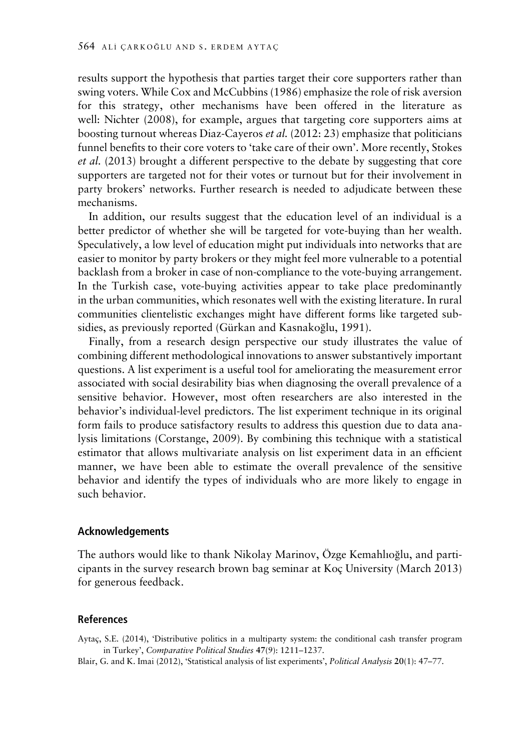results support the hypothesis that parties target their core supporters rather than swing voters. While Cox and McCubbins (1986) emphasize the role of risk aversion for this strategy, other mechanisms have been offered in the literature as well: Nichter (2008), for example, argues that targeting core supporters aims at boosting turnout whereas Diaz-Cayeros *et al.* (2012: 23) emphasize that politicians funnel benefits to their core voters to 'take care of their own'. More recently, Stokes *et al.* (2013) brought a different perspective to the debate by suggesting that core supporters are targeted not for their votes or turnout but for their involvement in party brokers' networks. Further research is needed to adjudicate between these mechanisms.

In addition, our results suggest that the education level of an individual is a better predictor of whether she will be targeted for vote-buying than her wealth. Speculatively, a low level of education might put individuals into networks that are easier to monitor by party brokers or they might feel more vulnerable to a potential backlash from a broker in case of non-compliance to the vote-buying arrangement. In the Turkish case, vote-buying activities appear to take place predominantly in the urban communities, which resonates well with the existing literature. In rural communities clientelistic exchanges might have different forms like targeted subsidies, as previously reported (Gürkan and Kasnakoğlu, 1991).

Finally, from a research design perspective our study illustrates the value of combining different methodological innovations to answer substantively important questions. A list experiment is a useful tool for ameliorating the measurement error associated with social desirability bias when diagnosing the overall prevalence of a sensitive behavior. However, most often researchers are also interested in the behavior's individual-level predictors. The list experiment technique in its original form fails to produce satisfactory results to address this question due to data analysis limitations (Corstange, 2009). By combining this technique with a statistical estimator that allows multivariate analysis on list experiment data in an efficient manner, we have been able to estimate the overall prevalence of the sensitive behavior and identify the types of individuals who are more likely to engage in such behavior.

## Acknowledgements

The authors would like to thank Nikolay Marinov, Özge Kemahlıoğlu, and participants in the survey research brown bag seminar at Koç University (March 2013) for generous feedback.

## References

Aytaç, S.E. (2014), 'Distributive politics in a multiparty system: the conditional cash transfer program in Turkey', *Comparative Political Studies* **47**(9): 1211–1237.

Blair, G. and K. Imai (2012), 'Statistical analysis of list experiments', *Political Analysis* **20**(1): 47–77.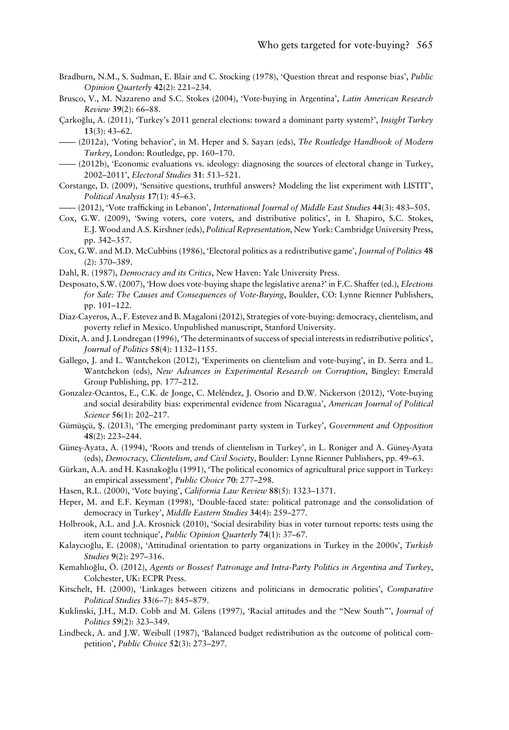Bradburn, N.M., S. Sudman, E. Blair and C. Stocking (1978), 'Question threat and response bias', *Public Opinion Quarterly* **42**(2): 221–234.

Brusco, V., M. Nazareno and S.C. Stokes (2004), 'Vote-buying in Argentina', *Latin American Research Review* **39**(2): 66–88.

Çarkoğlu, A. (2011), 'Turkey's 2011 general elections: toward a dominant party system?', *Insight Turkey* **13**(3): 43–62.

—— (2012a), 'Voting behavior', in M. Heper and S. Sayarı (eds), *The Routledge Handbook of Modern Turkey*, London: Routledge, pp. 160–170.

—— (2012b), 'Economic evaluations vs. ideology: diagnosing the sources of electoral change in Turkey, 2002–2011', *Electoral Studies* **31**: 513–521.

Corstange, D. (2009), 'Sensitive questions, truthful answers? Modeling the list experiment with LISTIT', *Political Analysis* **17**(1): 45–63.

—— (2012), 'Vote trafficking in Lebanon', *International Journal of Middle East Studies* **44**(3): 483–505.

Cox, G.W. (2009), 'Swing voters, core voters, and distributive politics', in I. Shapiro, S.C. Stokes, E.J. Wood and A.S. Kirshner (eds), *Political Representation*, New York: Cambridge University Press, pp. 342–357.

Cox, G.W. and M.D. McCubbins (1986), 'Electoral politics as a redistributive game', *Journal of Politics* **48** (2): 370–389.

Dahl, R. (1987), *Democracy and its Critics*, New Haven: Yale University Press.

Desposato, S.W. (2007), 'How does vote-buying shape the legislative arena?' in F.C. Shaffer (ed.), *Elections for Sale: The Causes and Consequences of Vote-Buying*, Boulder, CO: Lynne Rienner Publishers, pp. 101–122.

Diaz-Cayeros, A., F. Estevez and B. Magaloni (2012), Strategies of vote-buying: democracy, clientelism, and poverty relief in Mexico. Unpublished manuscript, Stanford University.

Dixit, A. and J. Londregan (1996), 'The determinants of success of special interests in redistributive politics', *Journal of Politics* **58**(4): 1132–1155.

Gallego, J. and L. Wantchekon (2012), 'Experiments on clientelism and vote-buying', in D. Serra and L. Wantchekon (eds), *New Advances in Experimental Research on Corruption*, Bingley: Emerald Group Publishing, pp. 177–212.

Gonzalez-Ocantos, E., C.K. de Jonge, C. Meléndez, J. Osorio and D.W. Nickerson (2012), 'Vote-buying and social desirability bias: experimental evidence from Nicaragua', *American Journal of Political Science* **56**(1): 202–217.

Gümüşçü, Ş. (2013), 'The emerging predominant party system in Turkey', *Government and Opposition* **48**(2): 223–244.

Güneş-Ayata, A. (1994), 'Roots and trends of clientelism in Turkey', in L. Roniger and A. Güneş-Ayata (eds), *Democracy, Clientelism, and Civil Society*, Boulder: Lynne Rienner Publishers, pp. 49–63.

Gürkan, A.A. and H. Kasnakoğlu (1991), 'The political economics of agricultural price support in Turkey: an empirical assessment', *Public Choice* **70**: 277–298.

Hasen, R.L. (2000), 'Vote buying', *California Law Review* **88**(5): 1323–1371.

Heper, M. and E.F. Keyman (1998), 'Double-faced state: political patronage and the consolidation of democracy in Turkey', *Middle Eastern Studies* **34**(4): 259–277.

Holbrook, A.L. and J.A. Krosnick (2010), 'Social desirability bias in voter turnout reports: tests using the item count technique', *Public Opinion Quarterly* **74**(1): 37–67.

Kalaycıoğlu, E. (2008), 'Attitudinal orientation to party organizations in Turkey in the 2000s', *Turkish Studies* **9**(2): 297–316.

Kemahlıoğlu, Ö. (2012), *Agents or Bosses? Patronage and Intra-Party Politics in Argentina and Turkey*, Colchester, UK: ECPR Press.

Kitschelt, H. (2000), 'Linkages between citizens and politicians in democratic polities', *Comparative Political Studies* **33**(6–7): 845–879.

Kuklinski, J.H., M.D. Cobb and M. Gilens (1997), 'Racial attitudes and the "New South"', *Journal of Politics* **59**(2): 323–349.

Lindbeck, A. and J.W. Weibull (1987), 'Balanced budget redistribution as the outcome of political competition', *Public Choice* **52**(3): 273–297.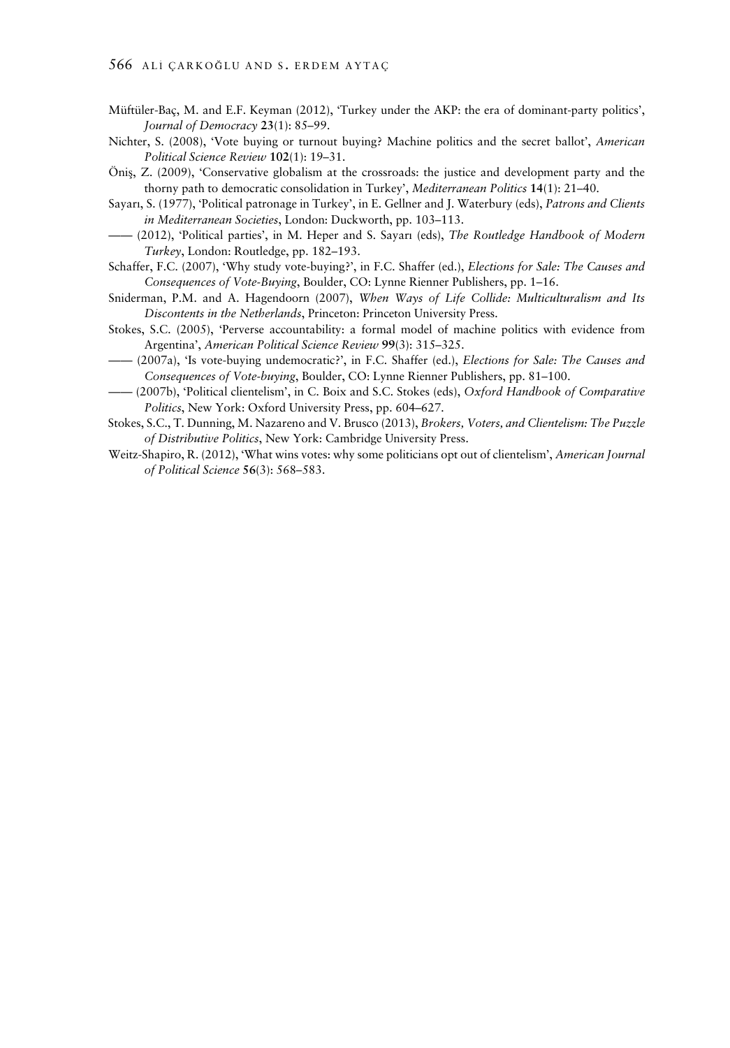Müftüler-Baç, M. and E.F. Keyman (2012), 'Turkey under the AKP: the era of dominant-party politics', *Journal of Democracy* **23**(1): 85–99.

Nichter, S. (2008), 'Vote buying or turnout buying? Machine politics and the secret ballot', *American Political Science Review* **102**(1): 19–31.

Öniş, Z. (2009), 'Conservative globalism at the crossroads: the justice and development party and the thorny path to democratic consolidation in Turkey', *Mediterranean Politics* **14**(1): 21–40.

Sayarı, S. (1977), 'Political patronage in Turkey', in E. Gellner and J. Waterbury (eds), *Patrons and Clients in Mediterranean Societies*, London: Duckworth, pp. 103–113.

—— (2012), 'Political parties', in M. Heper and S. Sayarı (eds), *The Routledge Handbook of Modern Turkey*, London: Routledge, pp. 182–193.

Schaffer, F.C. (2007), 'Why study vote-buying?', in F.C. Shaffer (ed.), *Elections for Sale: The Causes and Consequences of Vote-Buying*, Boulder, CO: Lynne Rienner Publishers, pp. 1–16.

Sniderman, P.M. and A. Hagendoorn (2007), *When Ways of Life Collide: Multiculturalism and Its Discontents in the Netherlands*, Princeton: Princeton University Press.

Stokes, S.C. (2005), 'Perverse accountability: a formal model of machine politics with evidence from Argentina', *American Political Science Review* **99**(3): 315–325.

—— (2007a), 'Is vote-buying undemocratic?', in F.C. Shaffer (ed.), *Elections for Sale: The Causes and Consequences of Vote-buying*, Boulder, CO: Lynne Rienner Publishers, pp. 81–100.

—— (2007b), 'Political clientelism', in C. Boix and S.C. Stokes (eds), *Oxford Handbook of Comparative Politics*, New York: Oxford University Press, pp. 604–627.

Stokes, S.C., T. Dunning, M. Nazareno and V. Brusco (2013), *Brokers, Voters, and Clientelism: The Puzzle of Distributive Politics*, New York: Cambridge University Press.

Weitz-Shapiro, R. (2012), 'What wins votes: why some politicians opt out of clientelism', *American Journal of Political Science* **56**(3): 568–583.